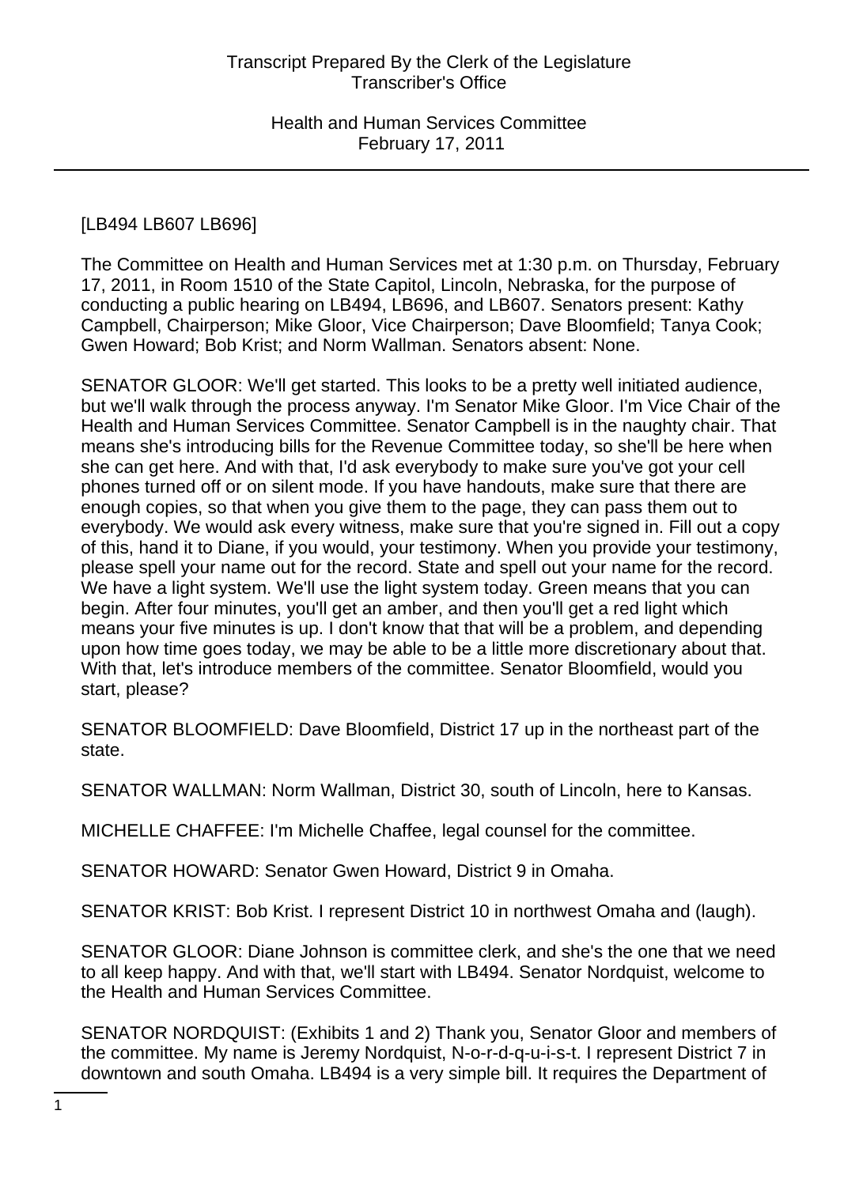[LB494 LB607 LB696]

The Committee on Health and Human Services met at 1:30 p.m. on Thursday, February 17, 2011, in Room 1510 of the State Capitol, Lincoln, Nebraska, for the purpose of conducting a public hearing on LB494, LB696, and LB607. Senators present: Kathy Campbell, Chairperson; Mike Gloor, Vice Chairperson; Dave Bloomfield; Tanya Cook; Gwen Howard; Bob Krist; and Norm Wallman. Senators absent: None.

SENATOR GLOOR: We'll get started. This looks to be a pretty well initiated audience, but we'll walk through the process anyway. I'm Senator Mike Gloor. I'm Vice Chair of the Health and Human Services Committee. Senator Campbell is in the naughty chair. That means she's introducing bills for the Revenue Committee today, so she'll be here when she can get here. And with that, I'd ask everybody to make sure you've got your cell phones turned off or on silent mode. If you have handouts, make sure that there are enough copies, so that when you give them to the page, they can pass them out to everybody. We would ask every witness, make sure that you're signed in. Fill out a copy of this, hand it to Diane, if you would, your testimony. When you provide your testimony, please spell your name out for the record. State and spell out your name for the record. We have a light system. We'll use the light system today. Green means that you can begin. After four minutes, you'll get an amber, and then you'll get a red light which means your five minutes is up. I don't know that that will be a problem, and depending upon how time goes today, we may be able to be a little more discretionary about that. With that, let's introduce members of the committee. Senator Bloomfield, would you start, please?

SENATOR BLOOMFIELD: Dave Bloomfield, District 17 up in the northeast part of the state.

SENATOR WALLMAN: Norm Wallman, District 30, south of Lincoln, here to Kansas.

MICHELLE CHAFFEE: I'm Michelle Chaffee, legal counsel for the committee.

SENATOR HOWARD: Senator Gwen Howard, District 9 in Omaha.

SENATOR KRIST: Bob Krist. I represent District 10 in northwest Omaha and (laugh).

SENATOR GLOOR: Diane Johnson is committee clerk, and she's the one that we need to all keep happy. And with that, we'll start with LB494. Senator Nordquist, welcome to the Health and Human Services Committee.

SENATOR NORDQUIST: (Exhibits 1 and 2) Thank you, Senator Gloor and members of the committee. My name is Jeremy Nordquist, N-o-r-d-q-u-i-s-t. I represent District 7 in downtown and south Omaha. LB494 is a very simple bill. It requires the Department of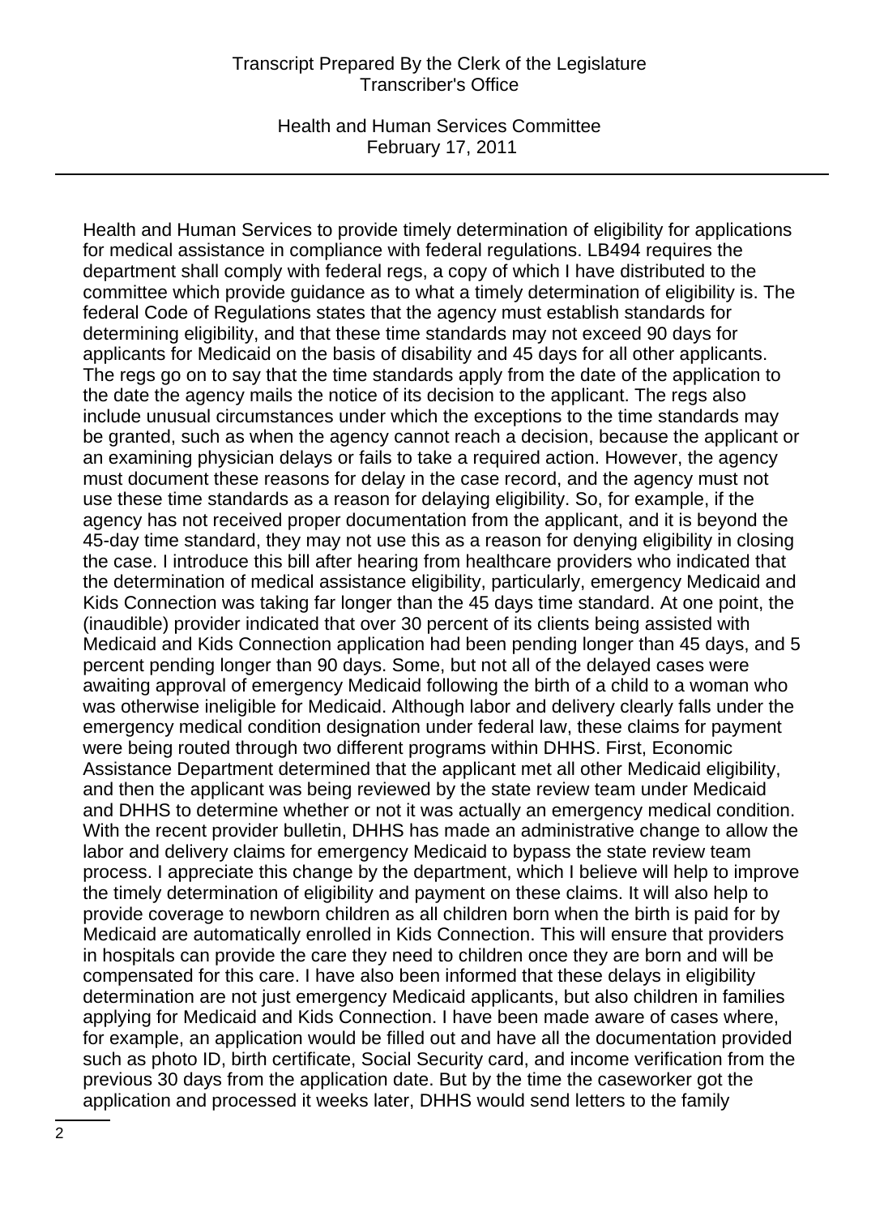Health and Human Services to provide timely determination of eligibility for applications for medical assistance in compliance with federal regulations. LB494 requires the department shall comply with federal regs, a copy of which I have distributed to the committee which provide guidance as to what a timely determination of eligibility is. The federal Code of Regulations states that the agency must establish standards for determining eligibility, and that these time standards may not exceed 90 days for applicants for Medicaid on the basis of disability and 45 days for all other applicants. The regs go on to say that the time standards apply from the date of the application to the date the agency mails the notice of its decision to the applicant. The regs also include unusual circumstances under which the exceptions to the time standards may be granted, such as when the agency cannot reach a decision, because the applicant or an examining physician delays or fails to take a required action. However, the agency must document these reasons for delay in the case record, and the agency must not use these time standards as a reason for delaying eligibility. So, for example, if the agency has not received proper documentation from the applicant, and it is beyond the 45-day time standard, they may not use this as a reason for denying eligibility in closing the case. I introduce this bill after hearing from healthcare providers who indicated that the determination of medical assistance eligibility, particularly, emergency Medicaid and Kids Connection was taking far longer than the 45 days time standard. At one point, the (inaudible) provider indicated that over 30 percent of its clients being assisted with Medicaid and Kids Connection application had been pending longer than 45 days, and 5 percent pending longer than 90 days. Some, but not all of the delayed cases were awaiting approval of emergency Medicaid following the birth of a child to a woman who was otherwise ineligible for Medicaid. Although labor and delivery clearly falls under the emergency medical condition designation under federal law, these claims for payment were being routed through two different programs within DHHS. First, Economic Assistance Department determined that the applicant met all other Medicaid eligibility, and then the applicant was being reviewed by the state review team under Medicaid and DHHS to determine whether or not it was actually an emergency medical condition. With the recent provider bulletin, DHHS has made an administrative change to allow the labor and delivery claims for emergency Medicaid to bypass the state review team process. I appreciate this change by the department, which I believe will help to improve the timely determination of eligibility and payment on these claims. It will also help to provide coverage to newborn children as all children born when the birth is paid for by Medicaid are automatically enrolled in Kids Connection. This will ensure that providers in hospitals can provide the care they need to children once they are born and will be compensated for this care. I have also been informed that these delays in eligibility determination are not just emergency Medicaid applicants, but also children in families applying for Medicaid and Kids Connection. I have been made aware of cases where, for example, an application would be filled out and have all the documentation provided such as photo ID, birth certificate, Social Security card, and income verification from the previous 30 days from the application date. But by the time the caseworker got the application and processed it weeks later, DHHS would send letters to the family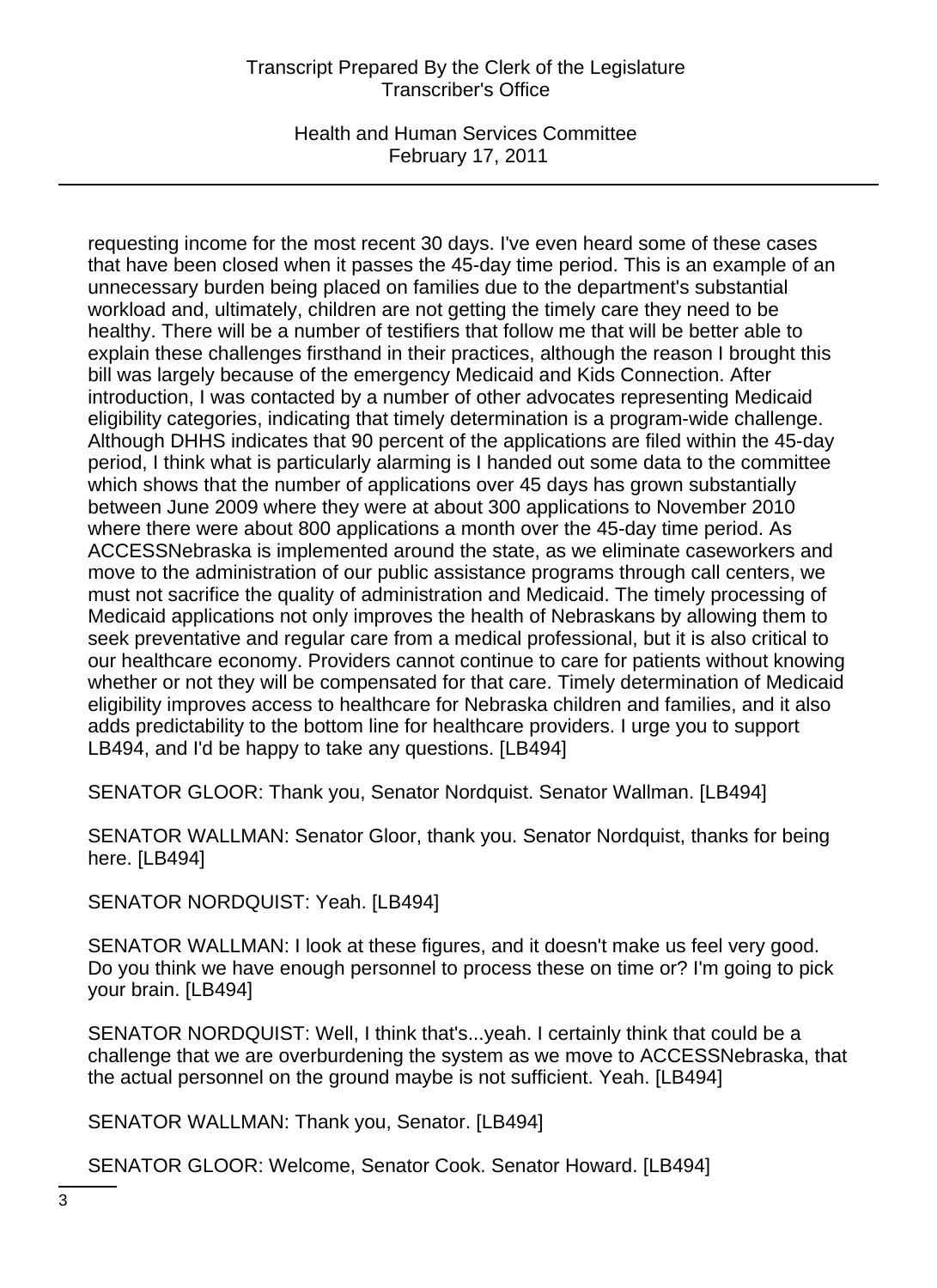requesting income for the most recent 30 days. I've even heard some of these cases that have been closed when it passes the 45-day time period. This is an example of an unnecessary burden being placed on families due to the department's substantial workload and, ultimately, children are not getting the timely care they need to be healthy. There will be a number of testifiers that follow me that will be better able to explain these challenges firsthand in their practices, although the reason I brought this bill was largely because of the emergency Medicaid and Kids Connection. After introduction, I was contacted by a number of other advocates representing Medicaid eligibility categories, indicating that timely determination is a program-wide challenge. Although DHHS indicates that 90 percent of the applications are filed within the 45-day period, I think what is particularly alarming is I handed out some data to the committee which shows that the number of applications over 45 days has grown substantially between June 2009 where they were at about 300 applications to November 2010 where there were about 800 applications a month over the 45-day time period. As ACCESSNebraska is implemented around the state, as we eliminate caseworkers and move to the administration of our public assistance programs through call centers, we must not sacrifice the quality of administration and Medicaid. The timely processing of Medicaid applications not only improves the health of Nebraskans by allowing them to seek preventative and regular care from a medical professional, but it is also critical to our healthcare economy. Providers cannot continue to care for patients without knowing whether or not they will be compensated for that care. Timely determination of Medicaid eligibility improves access to healthcare for Nebraska children and families, and it also adds predictability to the bottom line for healthcare providers. I urge you to support LB494, and I'd be happy to take any questions. [LB494]

SENATOR GLOOR: Thank you, Senator Nordquist. Senator Wallman. [LB494]

SENATOR WALLMAN: Senator Gloor, thank you. Senator Nordquist, thanks for being here. [LB494]

SENATOR NORDQUIST: Yeah. [LB494]

SENATOR WALLMAN: I look at these figures, and it doesn't make us feel very good. Do you think we have enough personnel to process these on time or? I'm going to pick your brain. [LB494]

SENATOR NORDQUIST: Well, I think that's...yeah. I certainly think that could be a challenge that we are overburdening the system as we move to ACCESSNebraska, that the actual personnel on the ground maybe is not sufficient. Yeah. [LB494]

SENATOR WALLMAN: Thank you, Senator. [LB494]

SENATOR GLOOR: Welcome, Senator Cook. Senator Howard. [LB494]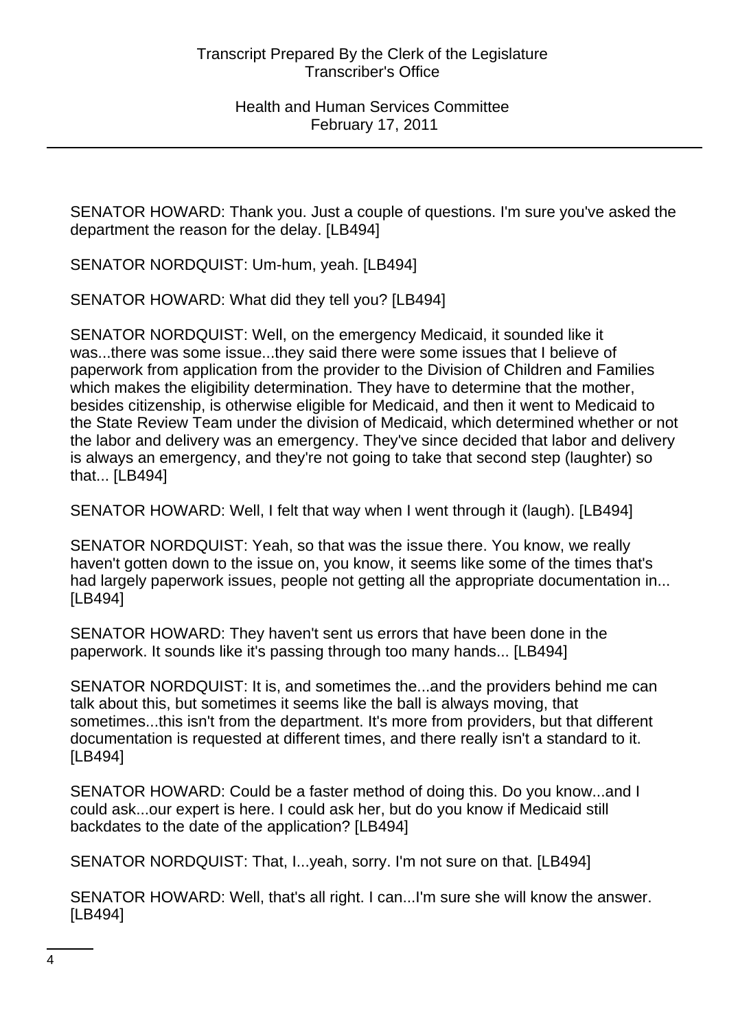SENATOR HOWARD: Thank you. Just a couple of questions. I'm sure you've asked the department the reason for the delay. [LB494]

SENATOR NORDQUIST: Um-hum, yeah. [LB494]

SENATOR HOWARD: What did they tell you? [LB494]

SENATOR NORDQUIST: Well, on the emergency Medicaid, it sounded like it was...there was some issue...they said there were some issues that I believe of paperwork from application from the provider to the Division of Children and Families which makes the eligibility determination. They have to determine that the mother, besides citizenship, is otherwise eligible for Medicaid, and then it went to Medicaid to the State Review Team under the division of Medicaid, which determined whether or not the labor and delivery was an emergency. They've since decided that labor and delivery is always an emergency, and they're not going to take that second step (laughter) so that... [LB494]

SENATOR HOWARD: Well, I felt that way when I went through it (laugh). [LB494]

SENATOR NORDQUIST: Yeah, so that was the issue there. You know, we really haven't gotten down to the issue on, you know, it seems like some of the times that's had largely paperwork issues, people not getting all the appropriate documentation in... [LB494]

SENATOR HOWARD: They haven't sent us errors that have been done in the paperwork. It sounds like it's passing through too many hands... [LB494]

SENATOR NORDQUIST: It is, and sometimes the...and the providers behind me can talk about this, but sometimes it seems like the ball is always moving, that sometimes...this isn't from the department. It's more from providers, but that different documentation is requested at different times, and there really isn't a standard to it. [LB494]

SENATOR HOWARD: Could be a faster method of doing this. Do you know...and I could ask...our expert is here. I could ask her, but do you know if Medicaid still backdates to the date of the application? [LB494]

SENATOR NORDQUIST: That, I...yeah, sorry. I'm not sure on that. [LB494]

SENATOR HOWARD: Well, that's all right. I can...I'm sure she will know the answer. [LB494]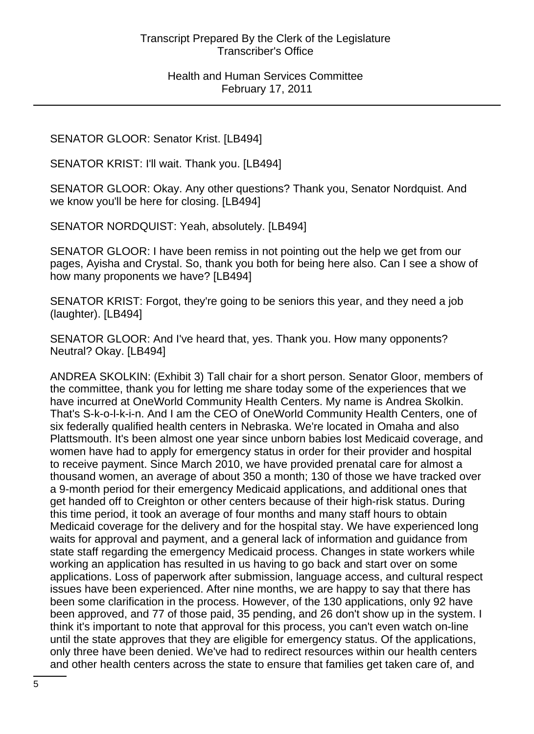SENATOR GLOOR: Senator Krist. [LB494]

SENATOR KRIST: I'll wait. Thank you. [LB494]

SENATOR GLOOR: Okay. Any other questions? Thank you, Senator Nordquist. And we know you'll be here for closing. [LB494]

SENATOR NORDQUIST: Yeah, absolutely. [LB494]

SENATOR GLOOR: I have been remiss in not pointing out the help we get from our pages, Ayisha and Crystal. So, thank you both for being here also. Can I see a show of how many proponents we have? [LB494]

SENATOR KRIST: Forgot, they're going to be seniors this year, and they need a job (laughter). [LB494]

SENATOR GLOOR: And I've heard that, yes. Thank you. How many opponents? Neutral? Okay. [LB494]

ANDREA SKOLKIN: (Exhibit 3) Tall chair for a short person. Senator Gloor, members of the committee, thank you for letting me share today some of the experiences that we have incurred at OneWorld Community Health Centers. My name is Andrea Skolkin. That's S-k-o-l-k-i-n. And I am the CEO of OneWorld Community Health Centers, one of six federally qualified health centers in Nebraska. We're located in Omaha and also Plattsmouth. It's been almost one year since unborn babies lost Medicaid coverage, and women have had to apply for emergency status in order for their provider and hospital to receive payment. Since March 2010, we have provided prenatal care for almost a thousand women, an average of about 350 a month; 130 of those we have tracked over a 9-month period for their emergency Medicaid applications, and additional ones that get handed off to Creighton or other centers because of their high-risk status. During this time period, it took an average of four months and many staff hours to obtain Medicaid coverage for the delivery and for the hospital stay. We have experienced long waits for approval and payment, and a general lack of information and guidance from state staff regarding the emergency Medicaid process. Changes in state workers while working an application has resulted in us having to go back and start over on some applications. Loss of paperwork after submission, language access, and cultural respect issues have been experienced. After nine months, we are happy to say that there has been some clarification in the process. However, of the 130 applications, only 92 have been approved, and 77 of those paid, 35 pending, and 26 don't show up in the system. I think it's important to note that approval for this process, you can't even watch on-line until the state approves that they are eligible for emergency status. Of the applications, only three have been denied. We've had to redirect resources within our health centers and other health centers across the state to ensure that families get taken care of, and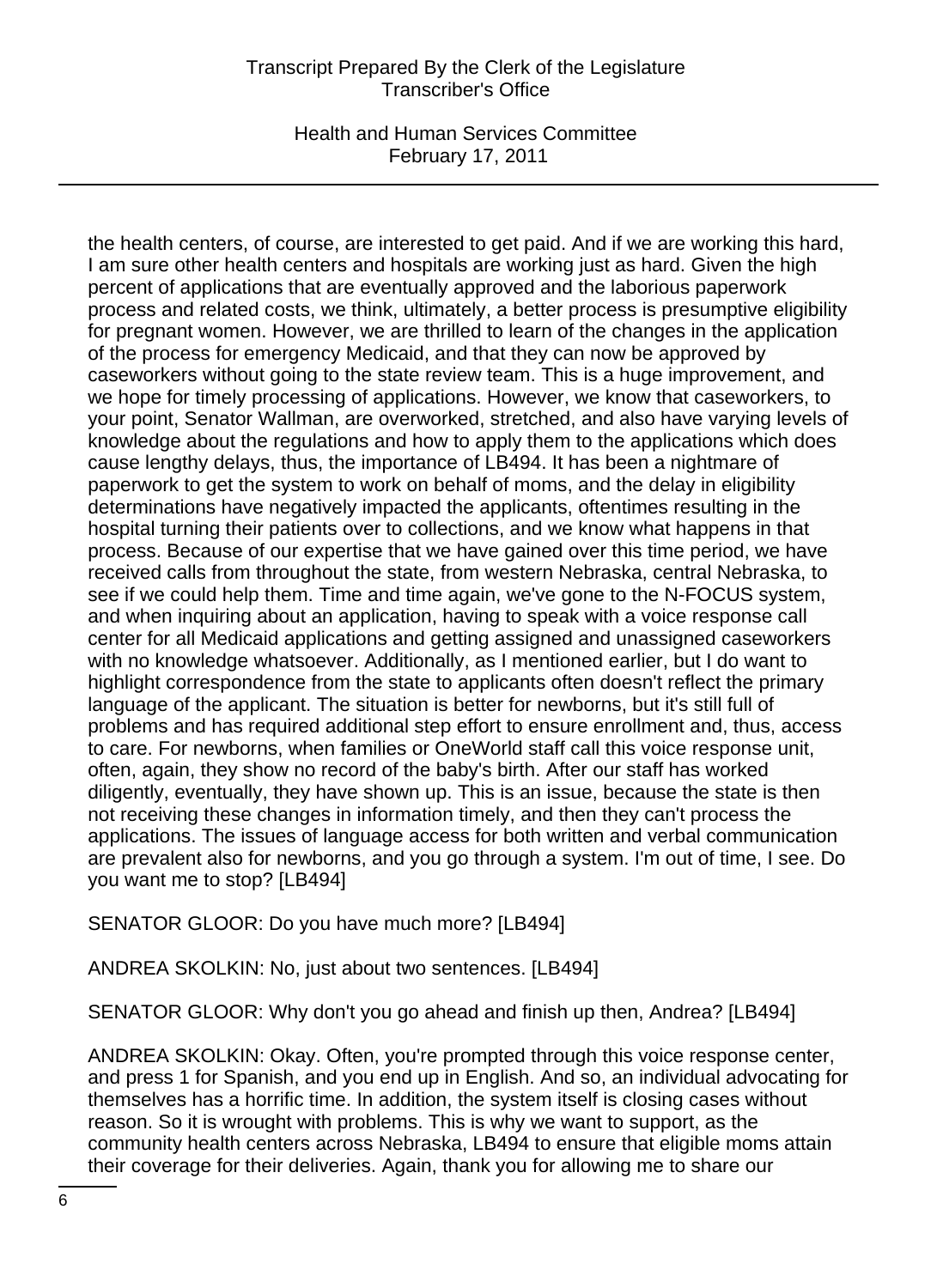the health centers, of course, are interested to get paid. And if we are working this hard, I am sure other health centers and hospitals are working just as hard. Given the high percent of applications that are eventually approved and the laborious paperwork process and related costs, we think, ultimately, a better process is presumptive eligibility for pregnant women. However, we are thrilled to learn of the changes in the application of the process for emergency Medicaid, and that they can now be approved by caseworkers without going to the state review team. This is a huge improvement, and we hope for timely processing of applications. However, we know that caseworkers, to your point, Senator Wallman, are overworked, stretched, and also have varying levels of knowledge about the regulations and how to apply them to the applications which does cause lengthy delays, thus, the importance of LB494. It has been a nightmare of paperwork to get the system to work on behalf of moms, and the delay in eligibility determinations have negatively impacted the applicants, oftentimes resulting in the hospital turning their patients over to collections, and we know what happens in that process. Because of our expertise that we have gained over this time period, we have received calls from throughout the state, from western Nebraska, central Nebraska, to see if we could help them. Time and time again, we've gone to the N-FOCUS system, and when inquiring about an application, having to speak with a voice response call center for all Medicaid applications and getting assigned and unassigned caseworkers with no knowledge whatsoever. Additionally, as I mentioned earlier, but I do want to highlight correspondence from the state to applicants often doesn't reflect the primary language of the applicant. The situation is better for newborns, but it's still full of problems and has required additional step effort to ensure enrollment and, thus, access to care. For newborns, when families or OneWorld staff call this voice response unit, often, again, they show no record of the baby's birth. After our staff has worked diligently, eventually, they have shown up. This is an issue, because the state is then not receiving these changes in information timely, and then they can't process the applications. The issues of language access for both written and verbal communication are prevalent also for newborns, and you go through a system. I'm out of time, I see. Do you want me to stop? [LB494]

SENATOR GLOOR: Do you have much more? [LB494]

ANDREA SKOLKIN: No, just about two sentences. [LB494]

SENATOR GLOOR: Why don't you go ahead and finish up then, Andrea? [LB494]

ANDREA SKOLKIN: Okay. Often, you're prompted through this voice response center, and press 1 for Spanish, and you end up in English. And so, an individual advocating for themselves has a horrific time. In addition, the system itself is closing cases without reason. So it is wrought with problems. This is why we want to support, as the community health centers across Nebraska, LB494 to ensure that eligible moms attain their coverage for their deliveries. Again, thank you for allowing me to share our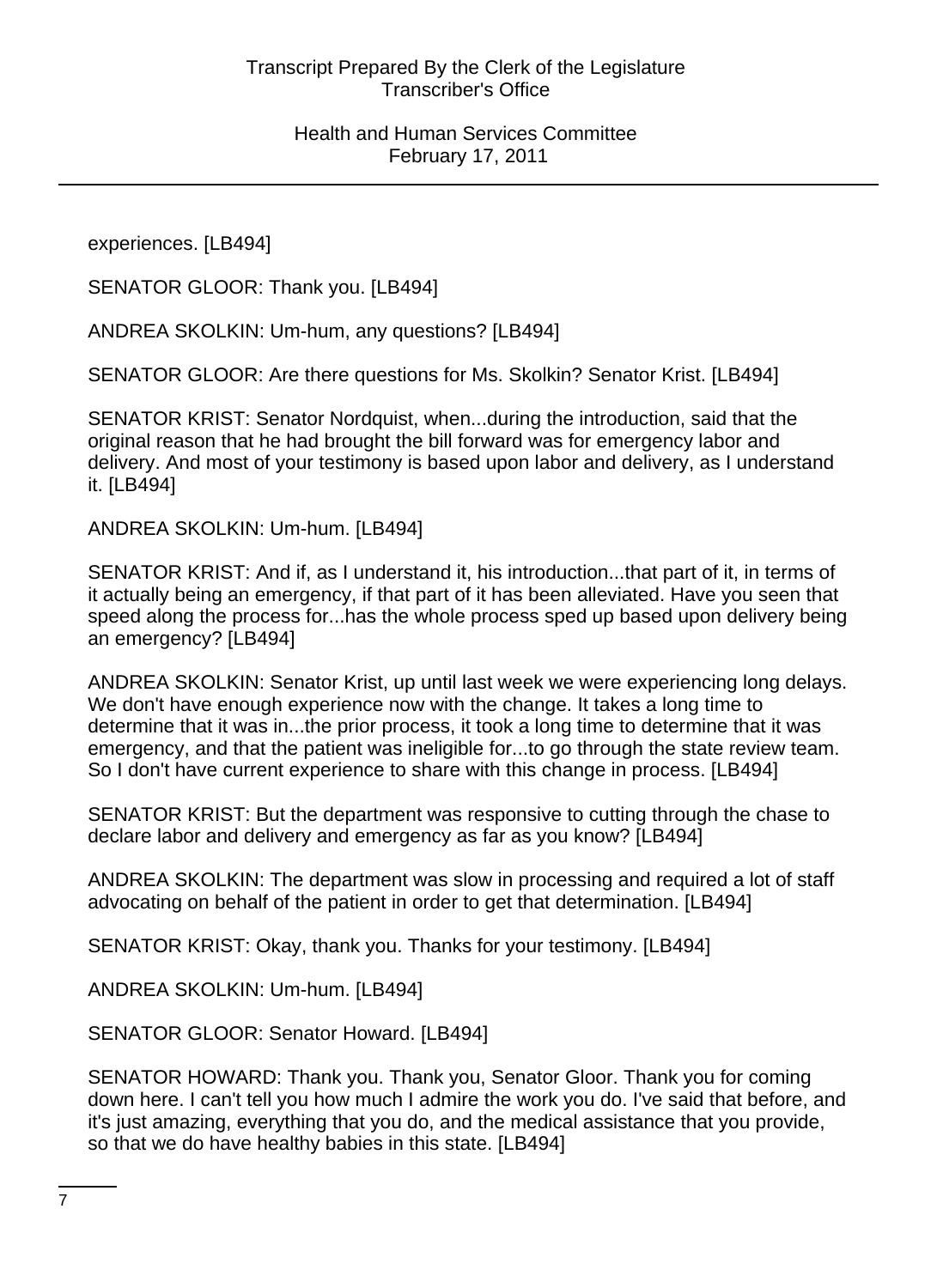experiences. [LB494]

SENATOR GLOOR: Thank you. [LB494]

ANDREA SKOLKIN: Um-hum, any questions? [LB494]

SENATOR GLOOR: Are there questions for Ms. Skolkin? Senator Krist. [LB494]

SENATOR KRIST: Senator Nordquist, when...during the introduction, said that the original reason that he had brought the bill forward was for emergency labor and delivery. And most of your testimony is based upon labor and delivery, as I understand it. [LB494]

ANDREA SKOLKIN: Um-hum. [LB494]

SENATOR KRIST: And if, as I understand it, his introduction...that part of it, in terms of it actually being an emergency, if that part of it has been alleviated. Have you seen that speed along the process for...has the whole process sped up based upon delivery being an emergency? [LB494]

ANDREA SKOLKIN: Senator Krist, up until last week we were experiencing long delays. We don't have enough experience now with the change. It takes a long time to determine that it was in...the prior process, it took a long time to determine that it was emergency, and that the patient was ineligible for...to go through the state review team. So I don't have current experience to share with this change in process. [LB494]

SENATOR KRIST: But the department was responsive to cutting through the chase to declare labor and delivery and emergency as far as you know? [LB494]

ANDREA SKOLKIN: The department was slow in processing and required a lot of staff advocating on behalf of the patient in order to get that determination. [LB494]

SENATOR KRIST: Okay, thank you. Thanks for your testimony. [LB494]

ANDREA SKOLKIN: Um-hum. [LB494]

SENATOR GLOOR: Senator Howard. [LB494]

SENATOR HOWARD: Thank you. Thank you, Senator Gloor. Thank you for coming down here. I can't tell you how much I admire the work you do. I've said that before, and it's just amazing, everything that you do, and the medical assistance that you provide, so that we do have healthy babies in this state. [LB494]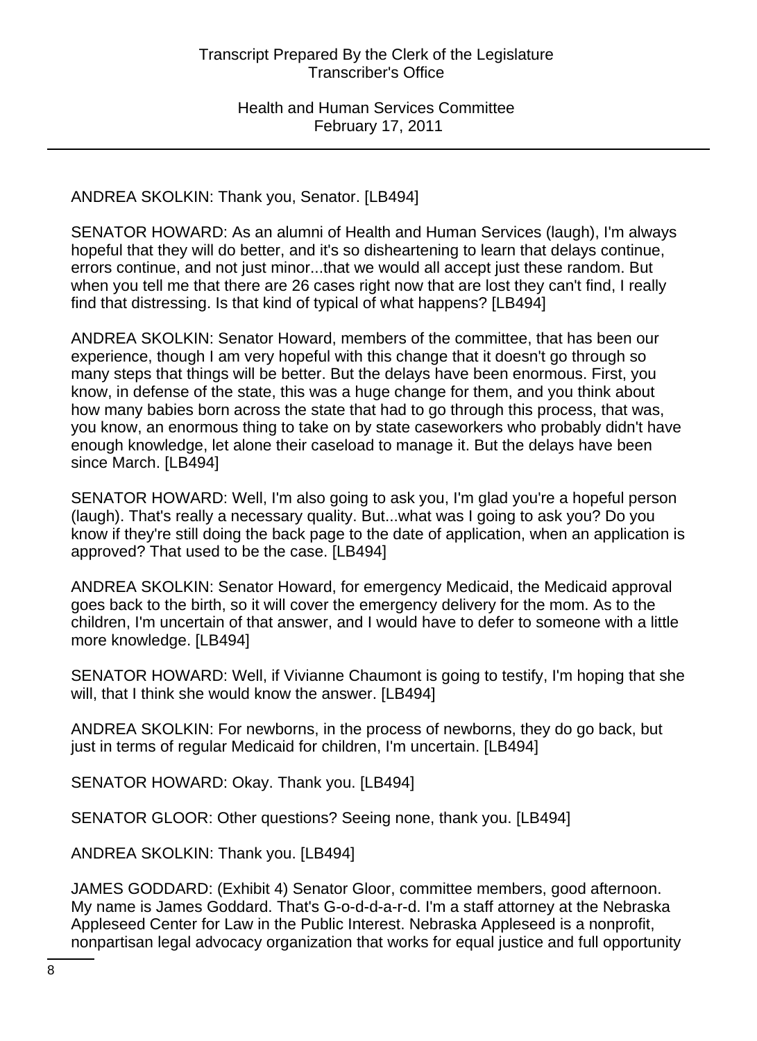ANDREA SKOLKIN: Thank you, Senator. [LB494]

SENATOR HOWARD: As an alumni of Health and Human Services (laugh), I'm always hopeful that they will do better, and it's so disheartening to learn that delays continue, errors continue, and not just minor...that we would all accept just these random. But when you tell me that there are 26 cases right now that are lost they can't find, I really find that distressing. Is that kind of typical of what happens? [LB494]

ANDREA SKOLKIN: Senator Howard, members of the committee, that has been our experience, though I am very hopeful with this change that it doesn't go through so many steps that things will be better. But the delays have been enormous. First, you know, in defense of the state, this was a huge change for them, and you think about how many babies born across the state that had to go through this process, that was, you know, an enormous thing to take on by state caseworkers who probably didn't have enough knowledge, let alone their caseload to manage it. But the delays have been since March. [LB494]

SENATOR HOWARD: Well, I'm also going to ask you, I'm glad you're a hopeful person (laugh). That's really a necessary quality. But...what was I going to ask you? Do you know if they're still doing the back page to the date of application, when an application is approved? That used to be the case. [LB494]

ANDREA SKOLKIN: Senator Howard, for emergency Medicaid, the Medicaid approval goes back to the birth, so it will cover the emergency delivery for the mom. As to the children, I'm uncertain of that answer, and I would have to defer to someone with a little more knowledge. [LB494]

SENATOR HOWARD: Well, if Vivianne Chaumont is going to testify, I'm hoping that she will, that I think she would know the answer. [LB494]

ANDREA SKOLKIN: For newborns, in the process of newborns, they do go back, but just in terms of regular Medicaid for children, I'm uncertain. [LB494]

SENATOR HOWARD: Okay. Thank you. [LB494]

SENATOR GLOOR: Other questions? Seeing none, thank you. [LB494]

ANDREA SKOLKIN: Thank you. [LB494]

JAMES GODDARD: (Exhibit 4) Senator Gloor, committee members, good afternoon. My name is James Goddard. That's G-o-d-d-a-r-d. I'm a staff attorney at the Nebraska Appleseed Center for Law in the Public Interest. Nebraska Appleseed is a nonprofit, nonpartisan legal advocacy organization that works for equal justice and full opportunity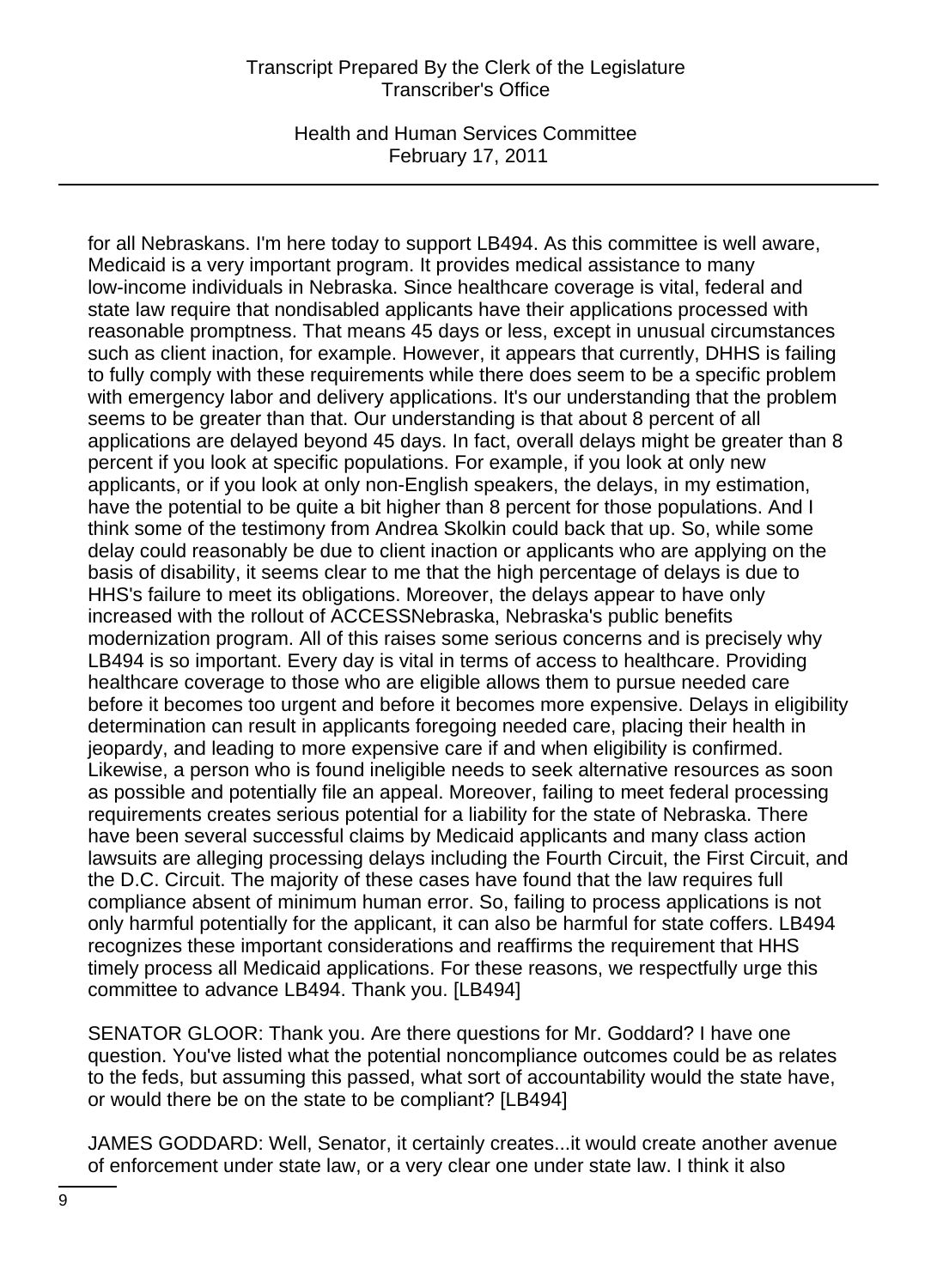for all Nebraskans. I'm here today to support LB494. As this committee is well aware, Medicaid is a very important program. It provides medical assistance to many low-income individuals in Nebraska. Since healthcare coverage is vital, federal and state law require that nondisabled applicants have their applications processed with reasonable promptness. That means 45 days or less, except in unusual circumstances such as client inaction, for example. However, it appears that currently, DHHS is failing to fully comply with these requirements while there does seem to be a specific problem with emergency labor and delivery applications. It's our understanding that the problem seems to be greater than that. Our understanding is that about 8 percent of all applications are delayed beyond 45 days. In fact, overall delays might be greater than 8 percent if you look at specific populations. For example, if you look at only new applicants, or if you look at only non-English speakers, the delays, in my estimation, have the potential to be quite a bit higher than 8 percent for those populations. And I think some of the testimony from Andrea Skolkin could back that up. So, while some delay could reasonably be due to client inaction or applicants who are applying on the basis of disability, it seems clear to me that the high percentage of delays is due to HHS's failure to meet its obligations. Moreover, the delays appear to have only increased with the rollout of ACCESSNebraska, Nebraska's public benefits modernization program. All of this raises some serious concerns and is precisely why LB494 is so important. Every day is vital in terms of access to healthcare. Providing healthcare coverage to those who are eligible allows them to pursue needed care before it becomes too urgent and before it becomes more expensive. Delays in eligibility determination can result in applicants foregoing needed care, placing their health in jeopardy, and leading to more expensive care if and when eligibility is confirmed. Likewise, a person who is found ineligible needs to seek alternative resources as soon as possible and potentially file an appeal. Moreover, failing to meet federal processing requirements creates serious potential for a liability for the state of Nebraska. There have been several successful claims by Medicaid applicants and many class action lawsuits are alleging processing delays including the Fourth Circuit, the First Circuit, and the D.C. Circuit. The majority of these cases have found that the law requires full compliance absent of minimum human error. So, failing to process applications is not only harmful potentially for the applicant, it can also be harmful for state coffers. LB494 recognizes these important considerations and reaffirms the requirement that HHS timely process all Medicaid applications. For these reasons, we respectfully urge this committee to advance LB494. Thank you. [LB494]

SENATOR GLOOR: Thank you. Are there questions for Mr. Goddard? I have one question. You've listed what the potential noncompliance outcomes could be as relates to the feds, but assuming this passed, what sort of accountability would the state have, or would there be on the state to be compliant? [LB494]

JAMES GODDARD: Well, Senator, it certainly creates...it would create another avenue of enforcement under state law, or a very clear one under state law. I think it also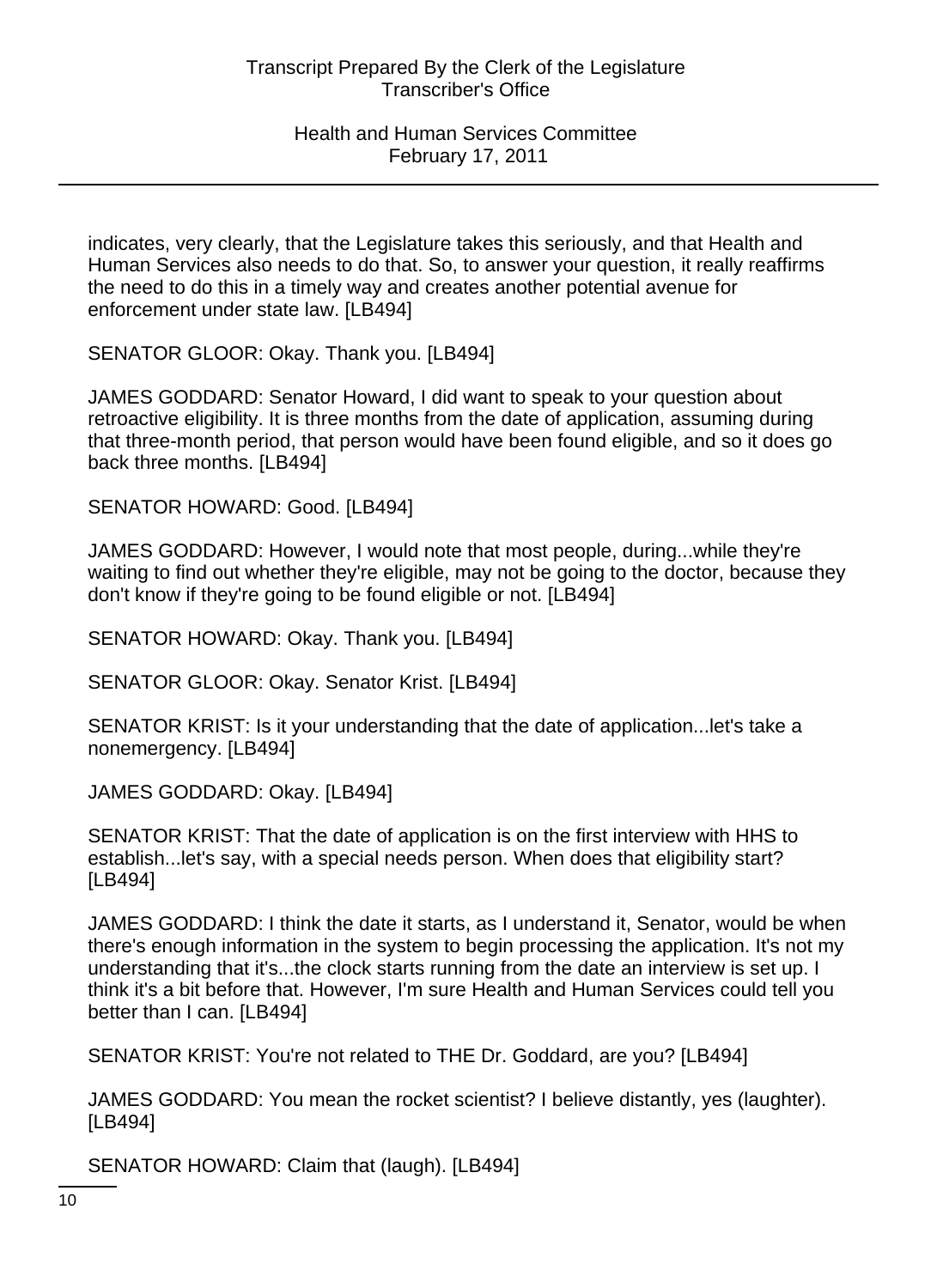indicates, very clearly, that the Legislature takes this seriously, and that Health and Human Services also needs to do that. So, to answer your question, it really reaffirms the need to do this in a timely way and creates another potential avenue for enforcement under state law. [LB494]

SENATOR GLOOR: Okay. Thank you. [LB494]

JAMES GODDARD: Senator Howard, I did want to speak to your question about retroactive eligibility. It is three months from the date of application, assuming during that three-month period, that person would have been found eligible, and so it does go back three months. [LB494]

SENATOR HOWARD: Good. [LB494]

JAMES GODDARD: However, I would note that most people, during...while they're waiting to find out whether they're eligible, may not be going to the doctor, because they don't know if they're going to be found eligible or not. [LB494]

SENATOR HOWARD: Okay. Thank you. [LB494]

SENATOR GLOOR: Okay. Senator Krist. [LB494]

SENATOR KRIST: Is it your understanding that the date of application...let's take a nonemergency. [LB494]

JAMES GODDARD: Okay. [LB494]

SENATOR KRIST: That the date of application is on the first interview with HHS to establish...let's say, with a special needs person. When does that eligibility start? [LB494]

JAMES GODDARD: I think the date it starts, as I understand it, Senator, would be when there's enough information in the system to begin processing the application. It's not my understanding that it's...the clock starts running from the date an interview is set up. I think it's a bit before that. However, I'm sure Health and Human Services could tell you better than I can. [LB494]

SENATOR KRIST: You're not related to THE Dr. Goddard, are you? [LB494]

JAMES GODDARD: You mean the rocket scientist? I believe distantly, yes (laughter). [LB494]

SENATOR HOWARD: Claim that (laugh). [LB494]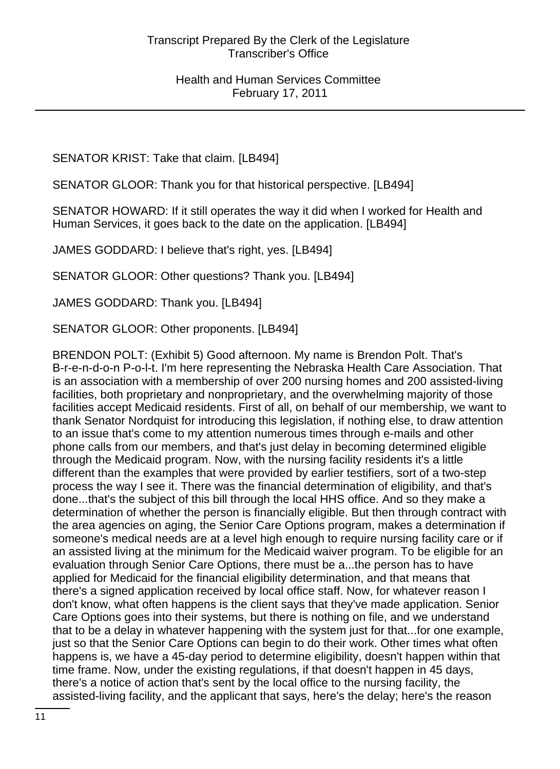SENATOR KRIST: Take that claim. [LB494]

SENATOR GLOOR: Thank you for that historical perspective. [LB494]

SENATOR HOWARD: If it still operates the way it did when I worked for Health and Human Services, it goes back to the date on the application. [LB494]

JAMES GODDARD: I believe that's right, yes. [LB494]

SENATOR GLOOR: Other questions? Thank you. [LB494]

JAMES GODDARD: Thank you. [LB494]

SENATOR GLOOR: Other proponents. [LB494]

BRENDON POLT: (Exhibit 5) Good afternoon. My name is Brendon Polt. That's B-r-e-n-d-o-n P-o-l-t. I'm here representing the Nebraska Health Care Association. That is an association with a membership of over 200 nursing homes and 200 assisted-living facilities, both proprietary and nonproprietary, and the overwhelming majority of those facilities accept Medicaid residents. First of all, on behalf of our membership, we want to thank Senator Nordquist for introducing this legislation, if nothing else, to draw attention to an issue that's come to my attention numerous times through e-mails and other phone calls from our members, and that's just delay in becoming determined eligible through the Medicaid program. Now, with the nursing facility residents it's a little different than the examples that were provided by earlier testifiers, sort of a two-step process the way I see it. There was the financial determination of eligibility, and that's done...that's the subject of this bill through the local HHS office. And so they make a determination of whether the person is financially eligible. But then through contract with the area agencies on aging, the Senior Care Options program, makes a determination if someone's medical needs are at a level high enough to require nursing facility care or if an assisted living at the minimum for the Medicaid waiver program. To be eligible for an evaluation through Senior Care Options, there must be a...the person has to have applied for Medicaid for the financial eligibility determination, and that means that there's a signed application received by local office staff. Now, for whatever reason I don't know, what often happens is the client says that they've made application. Senior Care Options goes into their systems, but there is nothing on file, and we understand that to be a delay in whatever happening with the system just for that...for one example, just so that the Senior Care Options can begin to do their work. Other times what often happens is, we have a 45-day period to determine eligibility, doesn't happen within that time frame. Now, under the existing regulations, if that doesn't happen in 45 days, there's a notice of action that's sent by the local office to the nursing facility, the assisted-living facility, and the applicant that says, here's the delay; here's the reason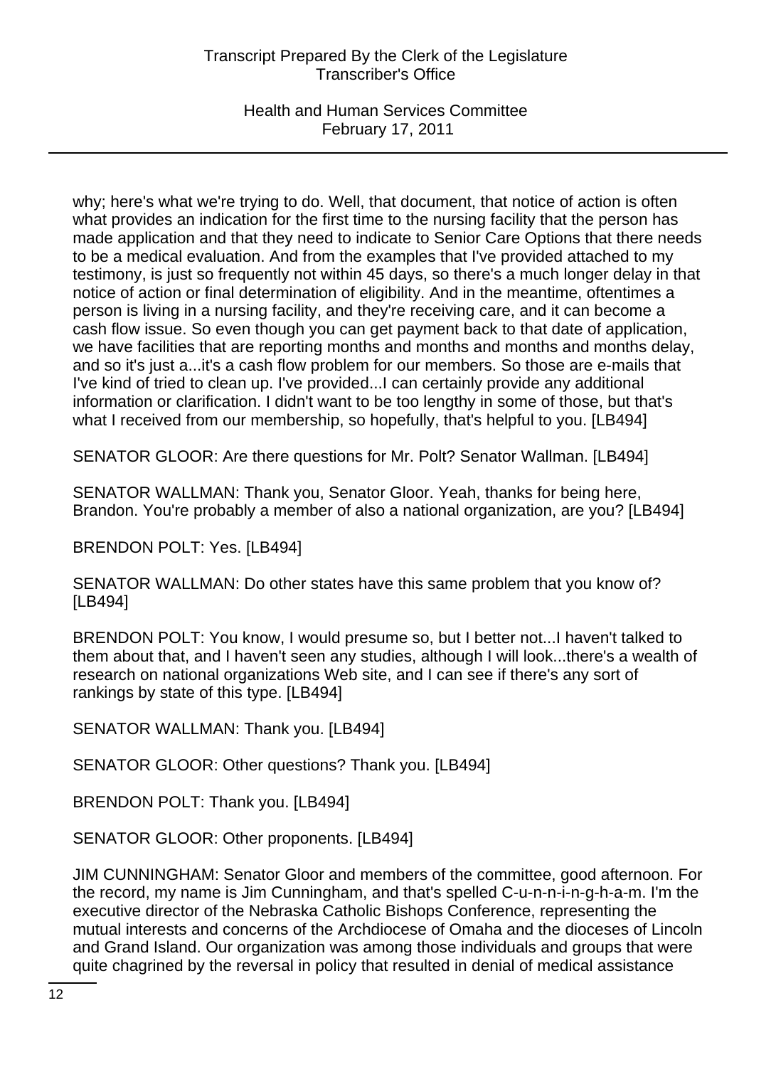why; here's what we're trying to do. Well, that document, that notice of action is often what provides an indication for the first time to the nursing facility that the person has made application and that they need to indicate to Senior Care Options that there needs to be a medical evaluation. And from the examples that I've provided attached to my testimony, is just so frequently not within 45 days, so there's a much longer delay in that notice of action or final determination of eligibility. And in the meantime, oftentimes a person is living in a nursing facility, and they're receiving care, and it can become a cash flow issue. So even though you can get payment back to that date of application, we have facilities that are reporting months and months and months and months delay, and so it's just a...it's a cash flow problem for our members. So those are e-mails that I've kind of tried to clean up. I've provided...I can certainly provide any additional information or clarification. I didn't want to be too lengthy in some of those, but that's what I received from our membership, so hopefully, that's helpful to you. [LB494]

SENATOR GLOOR: Are there questions for Mr. Polt? Senator Wallman. [LB494]

SENATOR WALLMAN: Thank you, Senator Gloor. Yeah, thanks for being here, Brandon. You're probably a member of also a national organization, are you? [LB494]

BRENDON POLT: Yes. [LB494]

SENATOR WALLMAN: Do other states have this same problem that you know of? [LB494]

BRENDON POLT: You know, I would presume so, but I better not...I haven't talked to them about that, and I haven't seen any studies, although I will look...there's a wealth of research on national organizations Web site, and I can see if there's any sort of rankings by state of this type. [LB494]

SENATOR WALLMAN: Thank you. [LB494]

SENATOR GLOOR: Other questions? Thank you. [LB494]

BRENDON POLT: Thank you. [LB494]

SENATOR GLOOR: Other proponents. [LB494]

JIM CUNNINGHAM: Senator Gloor and members of the committee, good afternoon. For the record, my name is Jim Cunningham, and that's spelled C-u-n-n-i-n-g-h-a-m. I'm the executive director of the Nebraska Catholic Bishops Conference, representing the mutual interests and concerns of the Archdiocese of Omaha and the dioceses of Lincoln and Grand Island. Our organization was among those individuals and groups that were quite chagrined by the reversal in policy that resulted in denial of medical assistance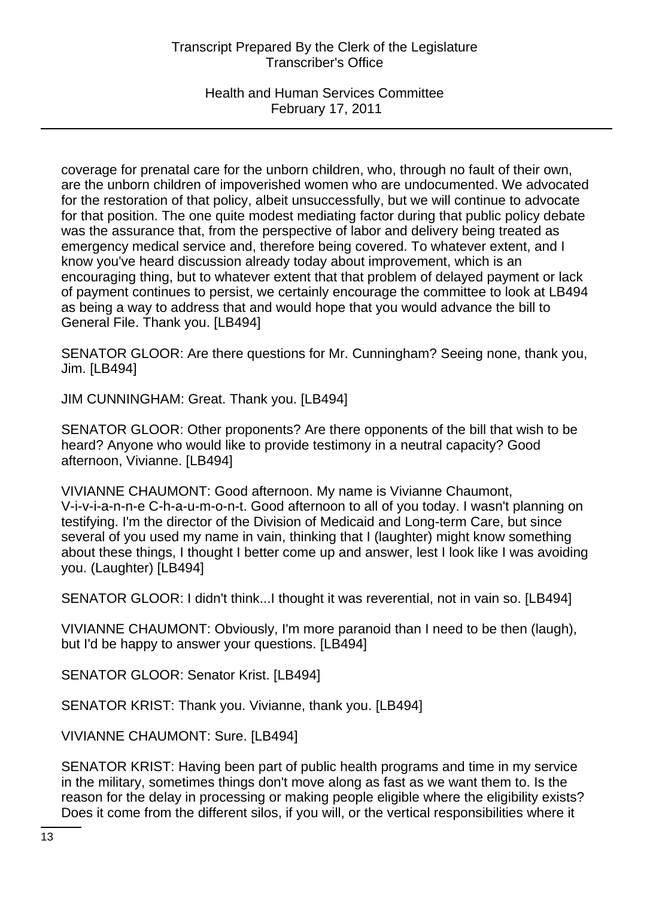coverage for prenatal care for the unborn children, who, through no fault of their own, are the unborn children of impoverished women who are undocumented. We advocated for the restoration of that policy, albeit unsuccessfully, but we will continue to advocate for that position. The one quite modest mediating factor during that public policy debate was the assurance that, from the perspective of labor and delivery being treated as emergency medical service and, therefore being covered. To whatever extent, and I know you've heard discussion already today about improvement, which is an encouraging thing, but to whatever extent that that problem of delayed payment or lack of payment continues to persist, we certainly encourage the committee to look at LB494 as being a way to address that and would hope that you would advance the bill to General File. Thank you. [LB494]

SENATOR GLOOR: Are there questions for Mr. Cunningham? Seeing none, thank you, Jim. [LB494]

JIM CUNNINGHAM: Great. Thank you. [LB494]

SENATOR GLOOR: Other proponents? Are there opponents of the bill that wish to be heard? Anyone who would like to provide testimony in a neutral capacity? Good afternoon, Vivianne. [LB494]

VIVIANNE CHAUMONT: Good afternoon. My name is Vivianne Chaumont, V-i-v-i-a-n-n-e C-h-a-u-m-o-n-t. Good afternoon to all of you today. I wasn't planning on testifying. I'm the director of the Division of Medicaid and Long-term Care, but since several of you used my name in vain, thinking that I (laughter) might know something about these things, I thought I better come up and answer, lest I look like I was avoiding you. (Laughter) [LB494]

SENATOR GLOOR: I didn't think...I thought it was reverential, not in vain so. [LB494]

VIVIANNE CHAUMONT: Obviously, I'm more paranoid than I need to be then (laugh), but I'd be happy to answer your questions. [LB494]

SENATOR GLOOR: Senator Krist. [LB494]

SENATOR KRIST: Thank you. Vivianne, thank you. [LB494]

VIVIANNE CHAUMONT: Sure. [LB494]

SENATOR KRIST: Having been part of public health programs and time in my service in the military, sometimes things don't move along as fast as we want them to. Is the reason for the delay in processing or making people eligible where the eligibility exists? Does it come from the different silos, if you will, or the vertical responsibilities where it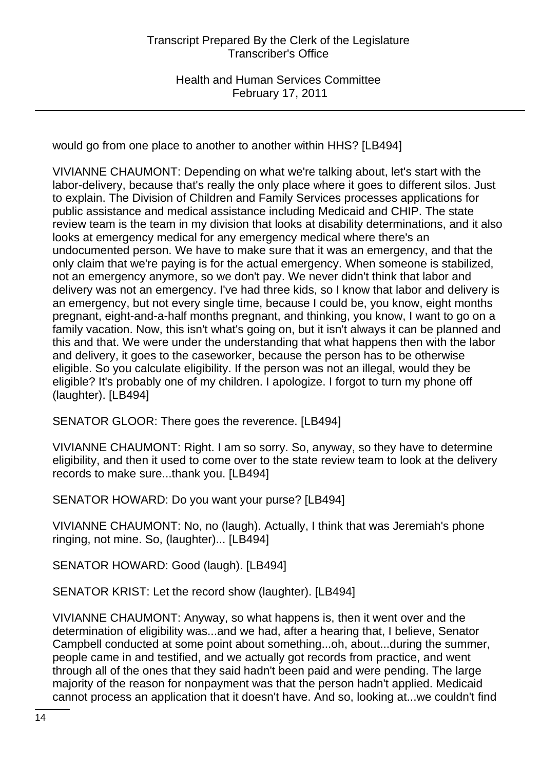would go from one place to another to another within HHS? [LB494]

VIVIANNE CHAUMONT: Depending on what we're talking about, let's start with the labor-delivery, because that's really the only place where it goes to different silos. Just to explain. The Division of Children and Family Services processes applications for public assistance and medical assistance including Medicaid and CHIP. The state review team is the team in my division that looks at disability determinations, and it also looks at emergency medical for any emergency medical where there's an undocumented person. We have to make sure that it was an emergency, and that the only claim that we're paying is for the actual emergency. When someone is stabilized, not an emergency anymore, so we don't pay. We never didn't think that labor and delivery was not an emergency. I've had three kids, so I know that labor and delivery is an emergency, but not every single time, because I could be, you know, eight months pregnant, eight-and-a-half months pregnant, and thinking, you know, I want to go on a family vacation. Now, this isn't what's going on, but it isn't always it can be planned and this and that. We were under the understanding that what happens then with the labor and delivery, it goes to the caseworker, because the person has to be otherwise eligible. So you calculate eligibility. If the person was not an illegal, would they be eligible? It's probably one of my children. I apologize. I forgot to turn my phone off (laughter). [LB494]

SENATOR GLOOR: There goes the reverence. [LB494]

VIVIANNE CHAUMONT: Right. I am so sorry. So, anyway, so they have to determine eligibility, and then it used to come over to the state review team to look at the delivery records to make sure...thank you. [LB494]

SENATOR HOWARD: Do you want your purse? [LB494]

VIVIANNE CHAUMONT: No, no (laugh). Actually, I think that was Jeremiah's phone ringing, not mine. So, (laughter)... [LB494]

SENATOR HOWARD: Good (laugh). [LB494]

SENATOR KRIST: Let the record show (laughter). [LB494]

VIVIANNE CHAUMONT: Anyway, so what happens is, then it went over and the determination of eligibility was...and we had, after a hearing that, I believe, Senator Campbell conducted at some point about something...oh, about...during the summer, people came in and testified, and we actually got records from practice, and went through all of the ones that they said hadn't been paid and were pending. The large majority of the reason for nonpayment was that the person hadn't applied. Medicaid cannot process an application that it doesn't have. And so, looking at...we couldn't find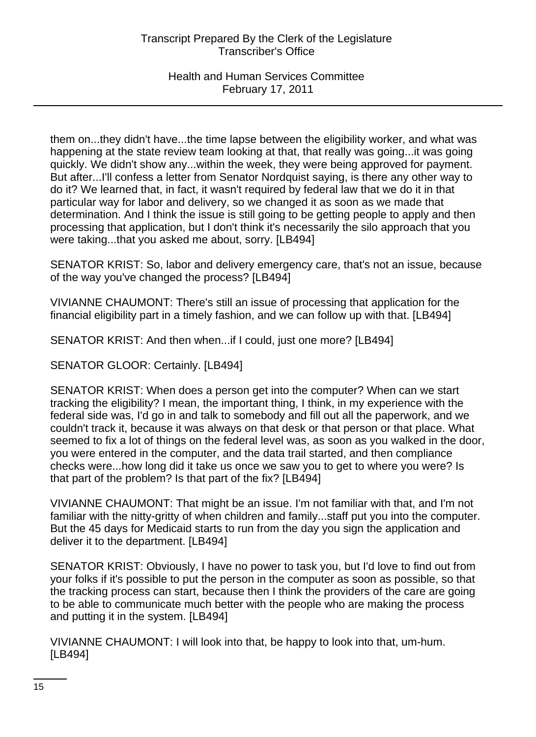them on...they didn't have...the time lapse between the eligibility worker, and what was happening at the state review team looking at that, that really was going...it was going quickly. We didn't show any...within the week, they were being approved for payment. But after...I'll confess a letter from Senator Nordquist saying, is there any other way to do it? We learned that, in fact, it wasn't required by federal law that we do it in that particular way for labor and delivery, so we changed it as soon as we made that determination. And I think the issue is still going to be getting people to apply and then processing that application, but I don't think it's necessarily the silo approach that you were taking...that you asked me about, sorry. [LB494]

SENATOR KRIST: So, labor and delivery emergency care, that's not an issue, because of the way you've changed the process? [LB494]

VIVIANNE CHAUMONT: There's still an issue of processing that application for the financial eligibility part in a timely fashion, and we can follow up with that. [LB494]

SENATOR KRIST: And then when...if I could, just one more? [LB494]

SENATOR GLOOR: Certainly. [LB494]

SENATOR KRIST: When does a person get into the computer? When can we start tracking the eligibility? I mean, the important thing, I think, in my experience with the federal side was, I'd go in and talk to somebody and fill out all the paperwork, and we couldn't track it, because it was always on that desk or that person or that place. What seemed to fix a lot of things on the federal level was, as soon as you walked in the door, you were entered in the computer, and the data trail started, and then compliance checks were...how long did it take us once we saw you to get to where you were? Is that part of the problem? Is that part of the fix? [LB494]

VIVIANNE CHAUMONT: That might be an issue. I'm not familiar with that, and I'm not familiar with the nitty-gritty of when children and family...staff put you into the computer. But the 45 days for Medicaid starts to run from the day you sign the application and deliver it to the department. [LB494]

SENATOR KRIST: Obviously, I have no power to task you, but I'd love to find out from your folks if it's possible to put the person in the computer as soon as possible, so that the tracking process can start, because then I think the providers of the care are going to be able to communicate much better with the people who are making the process and putting it in the system. [LB494]

VIVIANNE CHAUMONT: I will look into that, be happy to look into that, um-hum. [LB494]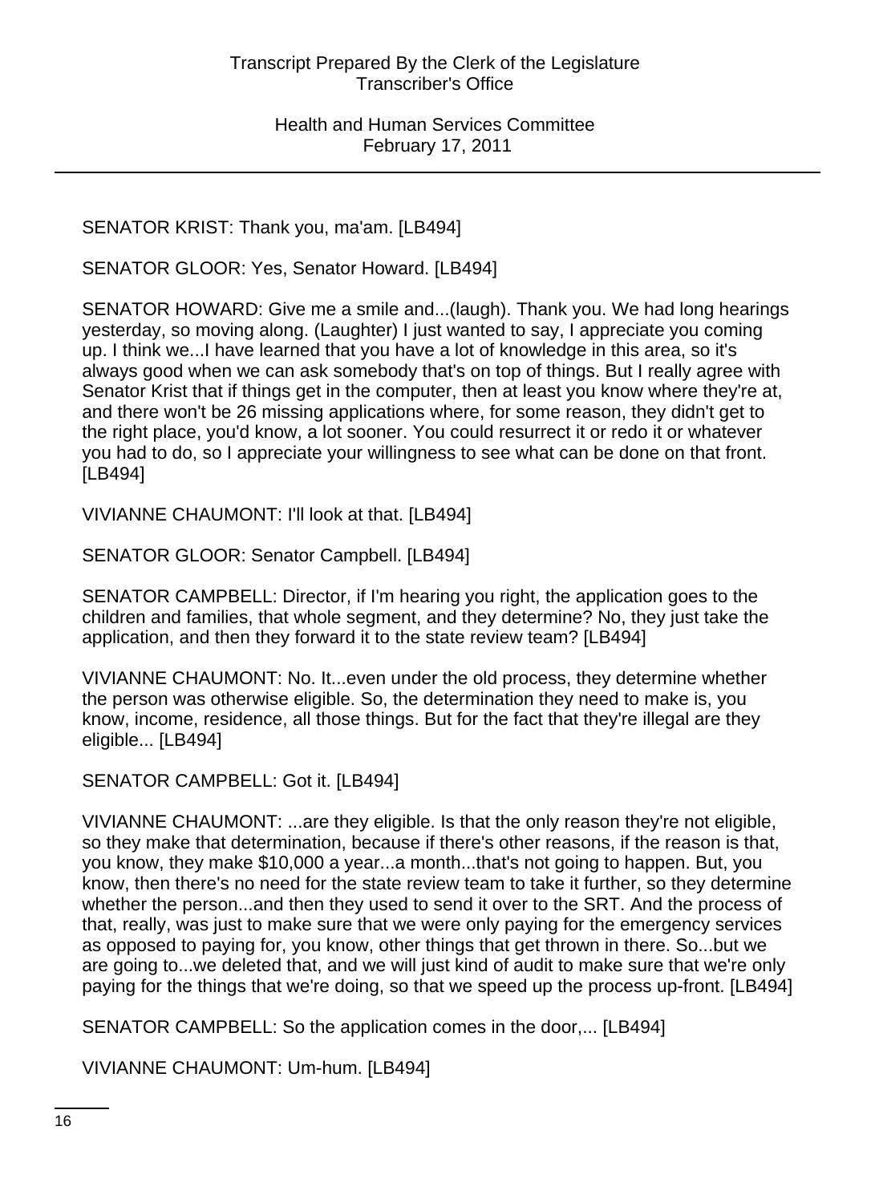SENATOR KRIST: Thank you, ma'am. [LB494]

SENATOR GLOOR: Yes, Senator Howard. [LB494]

SENATOR HOWARD: Give me a smile and...(laugh). Thank you. We had long hearings yesterday, so moving along. (Laughter) I just wanted to say, I appreciate you coming up. I think we...I have learned that you have a lot of knowledge in this area, so it's always good when we can ask somebody that's on top of things. But I really agree with Senator Krist that if things get in the computer, then at least you know where they're at, and there won't be 26 missing applications where, for some reason, they didn't get to the right place, you'd know, a lot sooner. You could resurrect it or redo it or whatever you had to do, so I appreciate your willingness to see what can be done on that front. [LB494]

VIVIANNE CHAUMONT: I'll look at that. [LB494]

SENATOR GLOOR: Senator Campbell. [LB494]

SENATOR CAMPBELL: Director, if I'm hearing you right, the application goes to the children and families, that whole segment, and they determine? No, they just take the application, and then they forward it to the state review team? [LB494]

VIVIANNE CHAUMONT: No. It...even under the old process, they determine whether the person was otherwise eligible. So, the determination they need to make is, you know, income, residence, all those things. But for the fact that they're illegal are they eligible... [LB494]

SENATOR CAMPBELL: Got it. [LB494]

VIVIANNE CHAUMONT: ...are they eligible. Is that the only reason they're not eligible, so they make that determination, because if there's other reasons, if the reason is that, you know, they make $10,000 a year...a month...that's not going to happen. But, you know, then there's no need for the state review team to take it further, so they determine whether the person...and then they used to send it over to the SRT. And the process of that, really, was just to make sure that we were only paying for the emergency services as opposed to paying for, you know, other things that get thrown in there. So...but we are going to...we deleted that, and we will just kind of audit to make sure that we're only paying for the things that we're doing, so that we speed up the process up-front. [LB494]

SENATOR CAMPBELL: So the application comes in the door,... [LB494]

VIVIANNE CHAUMONT: Um-hum. [LB494]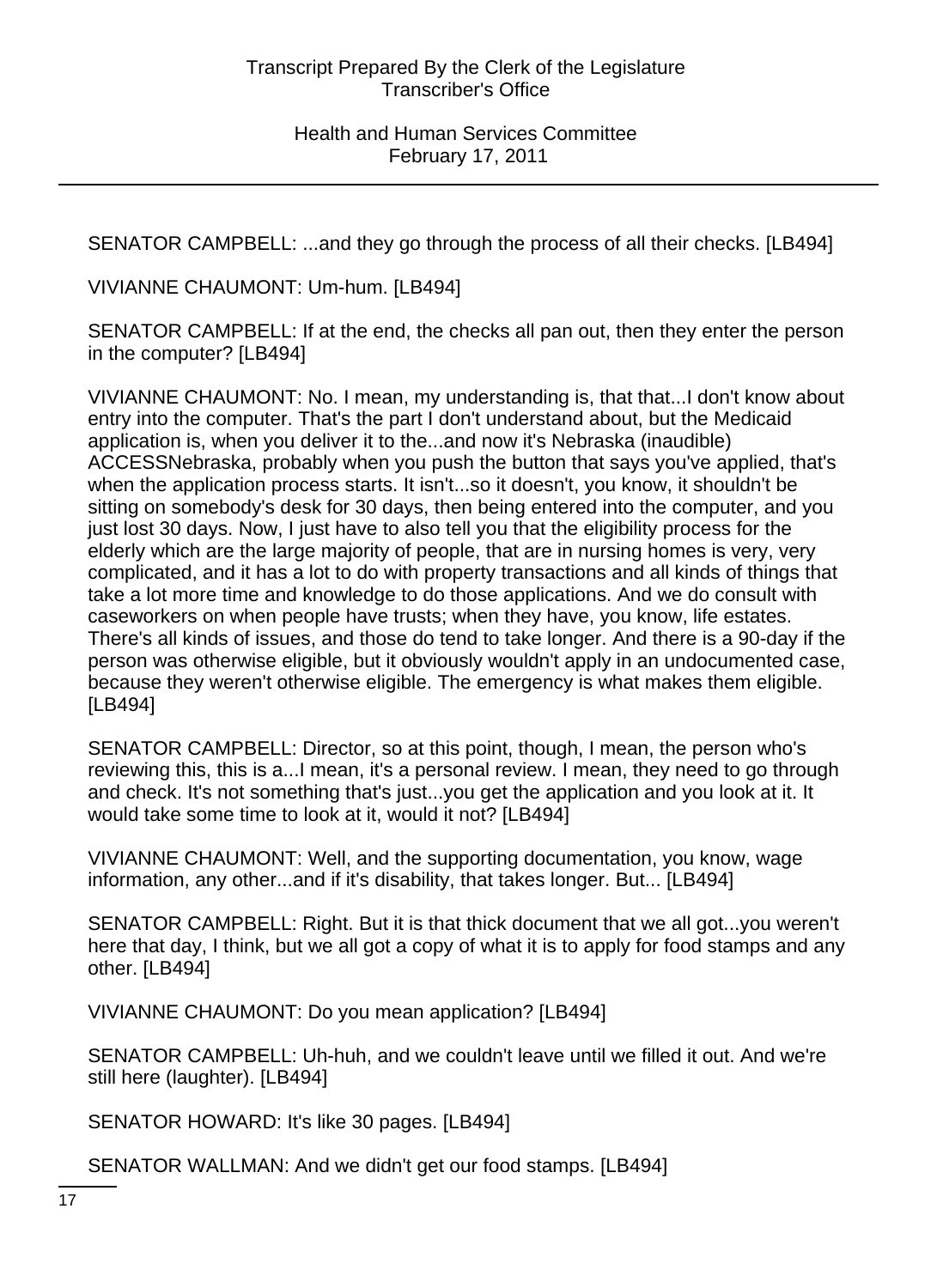SENATOR CAMPBELL: ...and they go through the process of all their checks. [LB494]

VIVIANNE CHAUMONT: Um-hum. [LB494]

SENATOR CAMPBELL: If at the end, the checks all pan out, then they enter the person in the computer? [LB494]

VIVIANNE CHAUMONT: No. I mean, my understanding is, that that...I don't know about entry into the computer. That's the part I don't understand about, but the Medicaid application is, when you deliver it to the...and now it's Nebraska (inaudible) ACCESSNebraska, probably when you push the button that says you've applied, that's when the application process starts. It isn't...so it doesn't, you know, it shouldn't be sitting on somebody's desk for 30 days, then being entered into the computer, and you just lost 30 days. Now, I just have to also tell you that the eligibility process for the elderly which are the large majority of people, that are in nursing homes is very, very complicated, and it has a lot to do with property transactions and all kinds of things that take a lot more time and knowledge to do those applications. And we do consult with caseworkers on when people have trusts; when they have, you know, life estates. There's all kinds of issues, and those do tend to take longer. And there is a 90-day if the person was otherwise eligible, but it obviously wouldn't apply in an undocumented case, because they weren't otherwise eligible. The emergency is what makes them eligible. [LB494]

SENATOR CAMPBELL: Director, so at this point, though, I mean, the person who's reviewing this, this is a...I mean, it's a personal review. I mean, they need to go through and check. It's not something that's just...you get the application and you look at it. It would take some time to look at it, would it not? [LB494]

VIVIANNE CHAUMONT: Well, and the supporting documentation, you know, wage information, any other...and if it's disability, that takes longer. But... [LB494]

SENATOR CAMPBELL: Right. But it is that thick document that we all got...you weren't here that day, I think, but we all got a copy of what it is to apply for food stamps and any other. [LB494]

VIVIANNE CHAUMONT: Do you mean application? [LB494]

SENATOR CAMPBELL: Uh-huh, and we couldn't leave until we filled it out. And we're still here (laughter). [LB494]

SENATOR HOWARD: It's like 30 pages. [LB494]

SENATOR WALLMAN: And we didn't get our food stamps. [LB494]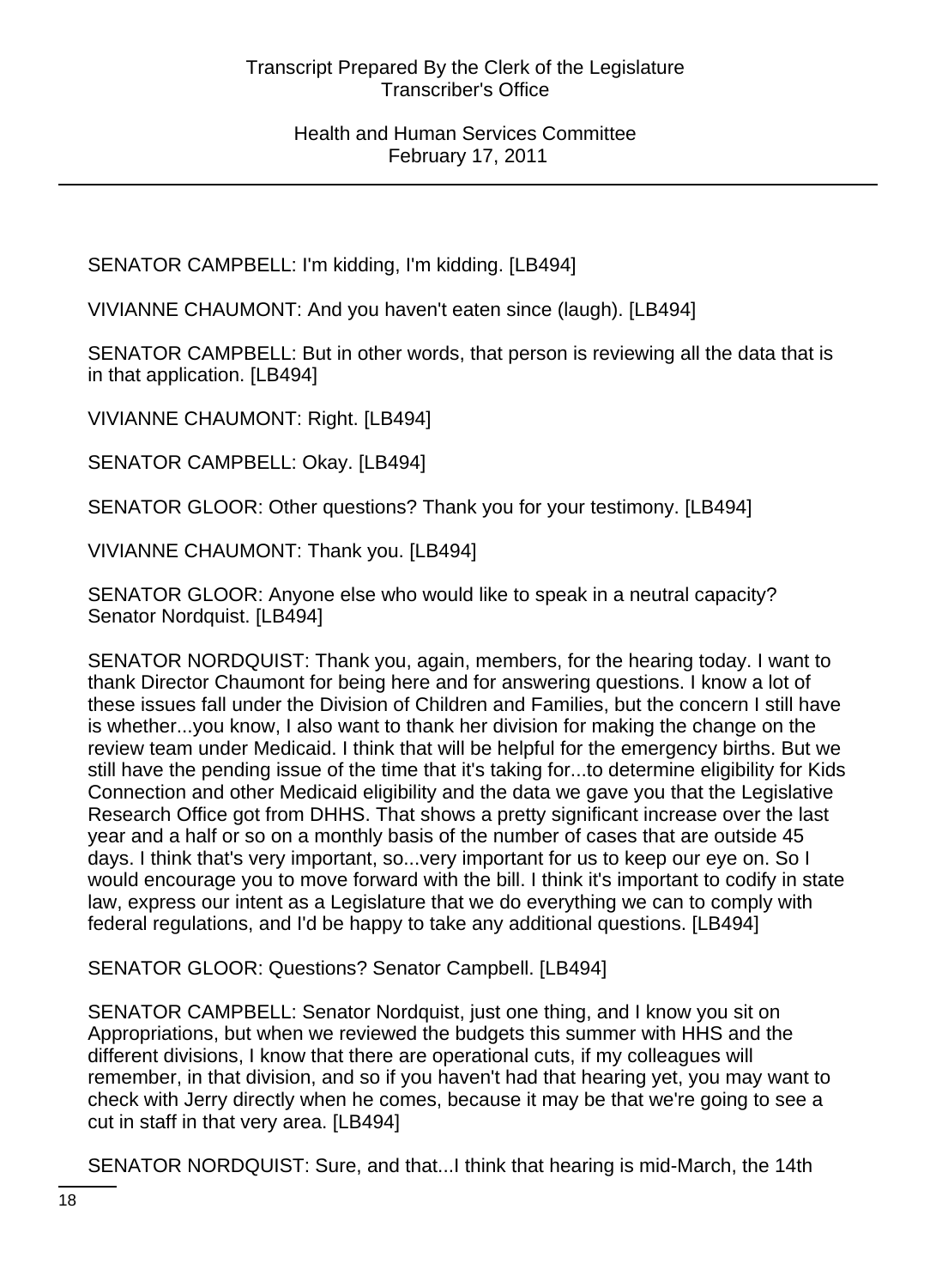SENATOR CAMPBELL: I'm kidding, I'm kidding. [LB494]

VIVIANNE CHAUMONT: And you haven't eaten since (laugh). [LB494]

SENATOR CAMPBELL: But in other words, that person is reviewing all the data that is in that application. [LB494]

VIVIANNE CHAUMONT: Right. [LB494]

SENATOR CAMPBELL: Okay. [LB494]

SENATOR GLOOR: Other questions? Thank you for your testimony. [LB494]

VIVIANNE CHAUMONT: Thank you. [LB494]

SENATOR GLOOR: Anyone else who would like to speak in a neutral capacity? Senator Nordquist. [LB494]

SENATOR NORDQUIST: Thank you, again, members, for the hearing today. I want to thank Director Chaumont for being here and for answering questions. I know a lot of these issues fall under the Division of Children and Families, but the concern I still have is whether...you know, I also want to thank her division for making the change on the review team under Medicaid. I think that will be helpful for the emergency births. But we still have the pending issue of the time that it's taking for...to determine eligibility for Kids Connection and other Medicaid eligibility and the data we gave you that the Legislative Research Office got from DHHS. That shows a pretty significant increase over the last year and a half or so on a monthly basis of the number of cases that are outside 45 days. I think that's very important, so...very important for us to keep our eye on. So I would encourage you to move forward with the bill. I think it's important to codify in state law, express our intent as a Legislature that we do everything we can to comply with federal regulations, and I'd be happy to take any additional questions. [LB494]

SENATOR GLOOR: Questions? Senator Campbell. [LB494]

SENATOR CAMPBELL: Senator Nordquist, just one thing, and I know you sit on Appropriations, but when we reviewed the budgets this summer with HHS and the different divisions, I know that there are operational cuts, if my colleagues will remember, in that division, and so if you haven't had that hearing yet, you may want to check with Jerry directly when he comes, because it may be that we're going to see a cut in staff in that very area. [LB494]

SENATOR NORDQUIST: Sure, and that...I think that hearing is mid-March, the 14th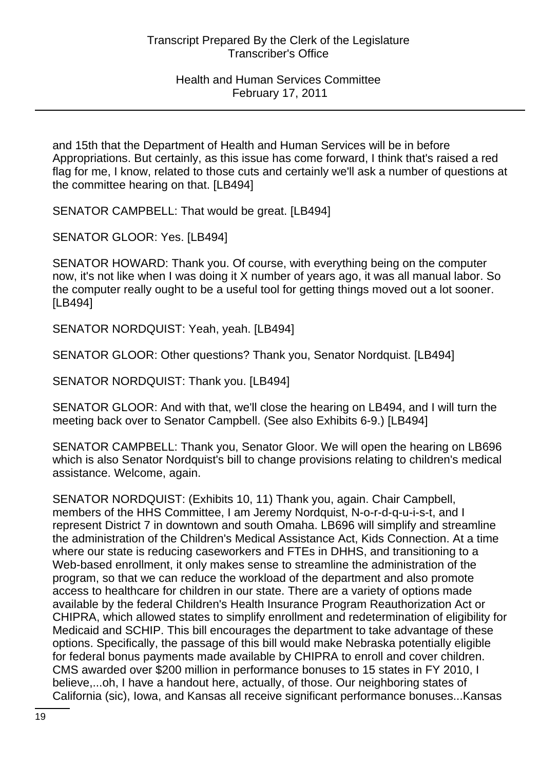and 15th that the Department of Health and Human Services will be in before Appropriations. But certainly, as this issue has come forward, I think that's raised a red flag for me, I know, related to those cuts and certainly we'll ask a number of questions at the committee hearing on that. [LB494]

SENATOR CAMPBELL: That would be great. [LB494]

SENATOR GLOOR: Yes. [LB494]

SENATOR HOWARD: Thank you. Of course, with everything being on the computer now, it's not like when I was doing it X number of years ago, it was all manual labor. So the computer really ought to be a useful tool for getting things moved out a lot sooner. [LB494]

SENATOR NORDQUIST: Yeah, yeah. [LB494]

SENATOR GLOOR: Other questions? Thank you, Senator Nordquist. [LB494]

SENATOR NORDQUIST: Thank you. [LB494]

SENATOR GLOOR: And with that, we'll close the hearing on LB494, and I will turn the meeting back over to Senator Campbell. (See also Exhibits 6-9.) [LB494]

SENATOR CAMPBELL: Thank you, Senator Gloor. We will open the hearing on LB696 which is also Senator Nordquist's bill to change provisions relating to children's medical assistance. Welcome, again.

SENATOR NORDQUIST: (Exhibits 10, 11) Thank you, again. Chair Campbell, members of the HHS Committee, I am Jeremy Nordquist, N-o-r-d-q-u-i-s-t, and I represent District 7 in downtown and south Omaha. LB696 will simplify and streamline the administration of the Children's Medical Assistance Act, Kids Connection. At a time where our state is reducing caseworkers and FTEs in DHHS, and transitioning to a Web-based enrollment, it only makes sense to streamline the administration of the program, so that we can reduce the workload of the department and also promote access to healthcare for children in our state. There are a variety of options made available by the federal Children's Health Insurance Program Reauthorization Act or CHIPRA, which allowed states to simplify enrollment and redetermination of eligibility for Medicaid and SCHIP. This bill encourages the department to take advantage of these options. Specifically, the passage of this bill would make Nebraska potentially eligible for federal bonus payments made available by CHIPRA to enroll and cover children. CMS awarded over $200 million in performance bonuses to 15 states in FY 2010, I believe,...oh, I have a handout here, actually, of those. Our neighboring states of California (sic), Iowa, and Kansas all receive significant performance bonuses...Kansas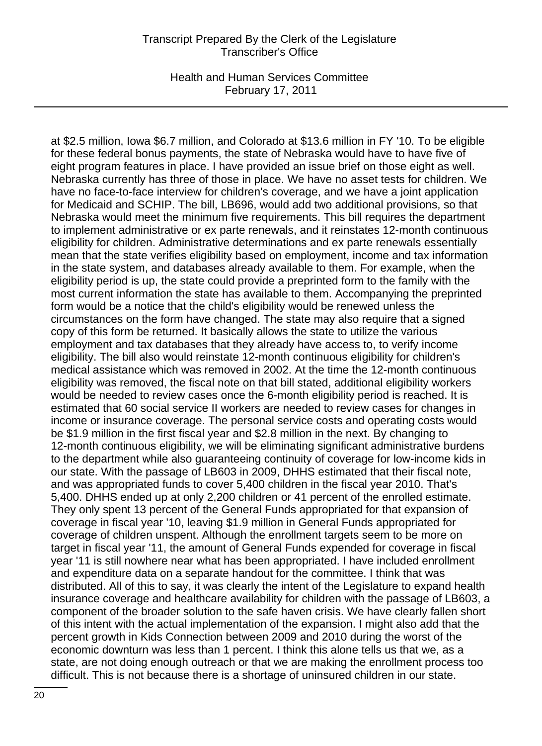at $2.5 million, Iowa $6.7 million, and Colorado at $13.6 million in FY '10. To be eligible for these federal bonus payments, the state of Nebraska would have to have five of eight program features in place. I have provided an issue brief on those eight as well. Nebraska currently has three of those in place. We have no asset tests for children. We have no face-to-face interview for children's coverage, and we have a joint application for Medicaid and SCHIP. The bill, LB696, would add two additional provisions, so that Nebraska would meet the minimum five requirements. This bill requires the department to implement administrative or ex parte renewals, and it reinstates 12-month continuous eligibility for children. Administrative determinations and ex parte renewals essentially mean that the state verifies eligibility based on employment, income and tax information in the state system, and databases already available to them. For example, when the eligibility period is up, the state could provide a preprinted form to the family with the most current information the state has available to them. Accompanying the preprinted form would be a notice that the child's eligibility would be renewed unless the circumstances on the form have changed. The state may also require that a signed copy of this form be returned. It basically allows the state to utilize the various employment and tax databases that they already have access to, to verify income eligibility. The bill also would reinstate 12-month continuous eligibility for children's medical assistance which was removed in 2002. At the time the 12-month continuous eligibility was removed, the fiscal note on that bill stated, additional eligibility workers would be needed to review cases once the 6-month eligibility period is reached. It is estimated that 60 social service II workers are needed to review cases for changes in income or insurance coverage. The personal service costs and operating costs would be $1.9 million in the first fiscal year and $2.8 million in the next. By changing to 12-month continuous eligibility, we will be eliminating significant administrative burdens to the department while also guaranteeing continuity of coverage for low-income kids in our state. With the passage of LB603 in 2009, DHHS estimated that their fiscal note, and was appropriated funds to cover 5,400 children in the fiscal year 2010. That's 5,400. DHHS ended up at only 2,200 children or 41 percent of the enrolled estimate. They only spent 13 percent of the General Funds appropriated for that expansion of coverage in fiscal year '10, leaving $1.9 million in General Funds appropriated for coverage of children unspent. Although the enrollment targets seem to be more on target in fiscal year '11, the amount of General Funds expended for coverage in fiscal year '11 is still nowhere near what has been appropriated. I have included enrollment and expenditure data on a separate handout for the committee. I think that was distributed. All of this to say, it was clearly the intent of the Legislature to expand health insurance coverage and healthcare availability for children with the passage of LB603, a component of the broader solution to the safe haven crisis. We have clearly fallen short of this intent with the actual implementation of the expansion. I might also add that the percent growth in Kids Connection between 2009 and 2010 during the worst of the economic downturn was less than 1 percent. I think this alone tells us that we, as a state, are not doing enough outreach or that we are making the enrollment process too difficult. This is not because there is a shortage of uninsured children in our state.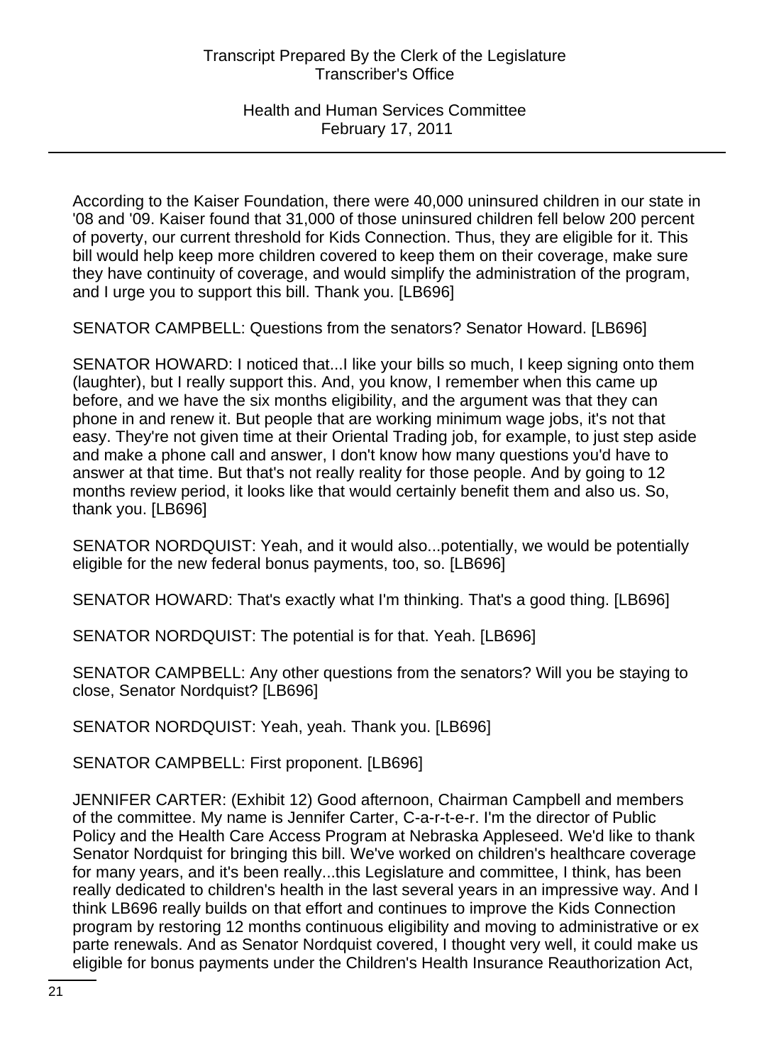According to the Kaiser Foundation, there were 40,000 uninsured children in our state in '08 and '09. Kaiser found that 31,000 of those uninsured children fell below 200 percent of poverty, our current threshold for Kids Connection. Thus, they are eligible for it. This bill would help keep more children covered to keep them on their coverage, make sure they have continuity of coverage, and would simplify the administration of the program, and I urge you to support this bill. Thank you. [LB696]

SENATOR CAMPBELL: Questions from the senators? Senator Howard. [LB696]

SENATOR HOWARD: I noticed that...I like your bills so much, I keep signing onto them (laughter), but I really support this. And, you know, I remember when this came up before, and we have the six months eligibility, and the argument was that they can phone in and renew it. But people that are working minimum wage jobs, it's not that easy. They're not given time at their Oriental Trading job, for example, to just step aside and make a phone call and answer, I don't know how many questions you'd have to answer at that time. But that's not really reality for those people. And by going to 12 months review period, it looks like that would certainly benefit them and also us. So, thank you. [LB696]

SENATOR NORDQUIST: Yeah, and it would also...potentially, we would be potentially eligible for the new federal bonus payments, too, so. [LB696]

SENATOR HOWARD: That's exactly what I'm thinking. That's a good thing. [LB696]

SENATOR NORDQUIST: The potential is for that. Yeah. [LB696]

SENATOR CAMPBELL: Any other questions from the senators? Will you be staying to close, Senator Nordquist? [LB696]

SENATOR NORDQUIST: Yeah, yeah. Thank you. [LB696]

SENATOR CAMPBELL: First proponent. [LB696]

JENNIFER CARTER: (Exhibit 12) Good afternoon, Chairman Campbell and members of the committee. My name is Jennifer Carter, C-a-r-t-e-r. I'm the director of Public Policy and the Health Care Access Program at Nebraska Appleseed. We'd like to thank Senator Nordquist for bringing this bill. We've worked on children's healthcare coverage for many years, and it's been really...this Legislature and committee, I think, has been really dedicated to children's health in the last several years in an impressive way. And I think LB696 really builds on that effort and continues to improve the Kids Connection program by restoring 12 months continuous eligibility and moving to administrative or ex parte renewals. And as Senator Nordquist covered, I thought very well, it could make us eligible for bonus payments under the Children's Health Insurance Reauthorization Act,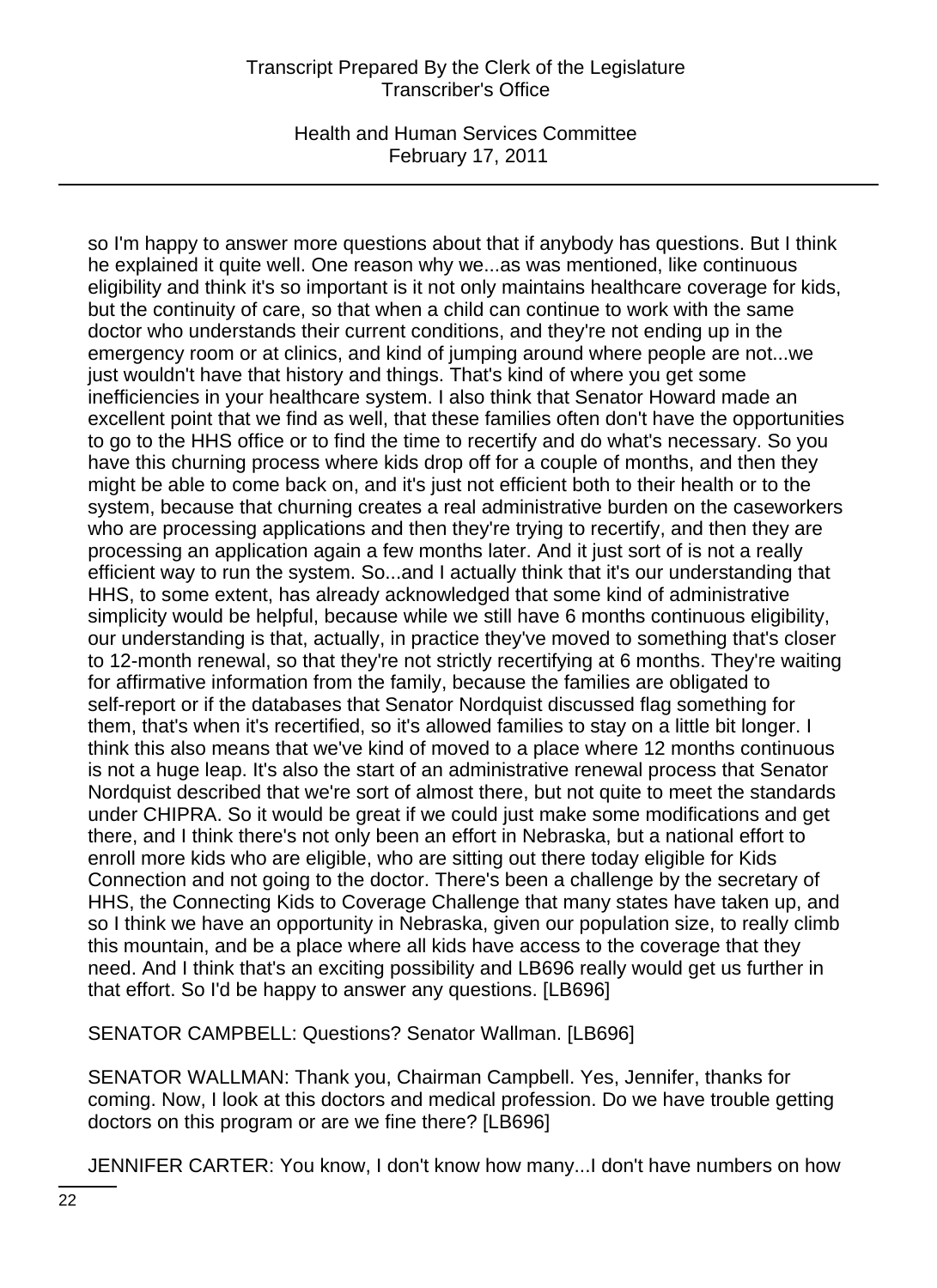so I'm happy to answer more questions about that if anybody has questions. But I think he explained it quite well. One reason why we...as was mentioned, like continuous eligibility and think it's so important is it not only maintains healthcare coverage for kids, but the continuity of care, so that when a child can continue to work with the same doctor who understands their current conditions, and they're not ending up in the emergency room or at clinics, and kind of jumping around where people are not...we just wouldn't have that history and things. That's kind of where you get some inefficiencies in your healthcare system. I also think that Senator Howard made an excellent point that we find as well, that these families often don't have the opportunities to go to the HHS office or to find the time to recertify and do what's necessary. So you have this churning process where kids drop off for a couple of months, and then they might be able to come back on, and it's just not efficient both to their health or to the system, because that churning creates a real administrative burden on the caseworkers who are processing applications and then they're trying to recertify, and then they are processing an application again a few months later. And it just sort of is not a really efficient way to run the system. So...and I actually think that it's our understanding that HHS, to some extent, has already acknowledged that some kind of administrative simplicity would be helpful, because while we still have 6 months continuous eligibility, our understanding is that, actually, in practice they've moved to something that's closer to 12-month renewal, so that they're not strictly recertifying at 6 months. They're waiting for affirmative information from the family, because the families are obligated to self-report or if the databases that Senator Nordquist discussed flag something for them, that's when it's recertified, so it's allowed families to stay on a little bit longer. I think this also means that we've kind of moved to a place where 12 months continuous is not a huge leap. It's also the start of an administrative renewal process that Senator Nordquist described that we're sort of almost there, but not quite to meet the standards under CHIPRA. So it would be great if we could just make some modifications and get there, and I think there's not only been an effort in Nebraska, but a national effort to enroll more kids who are eligible, who are sitting out there today eligible for Kids Connection and not going to the doctor. There's been a challenge by the secretary of HHS, the Connecting Kids to Coverage Challenge that many states have taken up, and so I think we have an opportunity in Nebraska, given our population size, to really climb this mountain, and be a place where all kids have access to the coverage that they need. And I think that's an exciting possibility and LB696 really would get us further in that effort. So I'd be happy to answer any questions. [LB696]

SENATOR CAMPBELL: Questions? Senator Wallman. [LB696]

SENATOR WALLMAN: Thank you, Chairman Campbell. Yes, Jennifer, thanks for coming. Now, I look at this doctors and medical profession. Do we have trouble getting doctors on this program or are we fine there? [LB696]

JENNIFER CARTER: You know, I don't know how many...I don't have numbers on how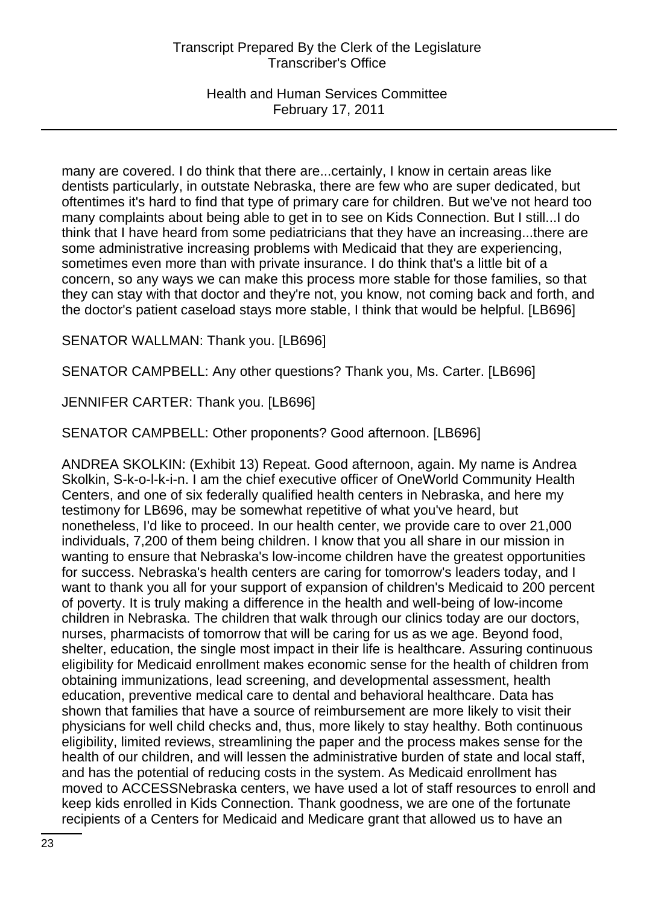many are covered. I do think that there are...certainly, I know in certain areas like dentists particularly, in outstate Nebraska, there are few who are super dedicated, but oftentimes it's hard to find that type of primary care for children. But we've not heard too many complaints about being able to get in to see on Kids Connection. But I still...I do think that I have heard from some pediatricians that they have an increasing...there are some administrative increasing problems with Medicaid that they are experiencing, sometimes even more than with private insurance. I do think that's a little bit of a concern, so any ways we can make this process more stable for those families, so that they can stay with that doctor and they're not, you know, not coming back and forth, and the doctor's patient caseload stays more stable, I think that would be helpful. [LB696]

SENATOR WALLMAN: Thank you. [LB696]

SENATOR CAMPBELL: Any other questions? Thank you, Ms. Carter. [LB696]

JENNIFER CARTER: Thank you. [LB696]

SENATOR CAMPBELL: Other proponents? Good afternoon. [LB696]

ANDREA SKOLKIN: (Exhibit 13) Repeat. Good afternoon, again. My name is Andrea Skolkin, S-k-o-l-k-i-n. I am the chief executive officer of OneWorld Community Health Centers, and one of six federally qualified health centers in Nebraska, and here my testimony for LB696, may be somewhat repetitive of what you've heard, but nonetheless, I'd like to proceed. In our health center, we provide care to over 21,000 individuals, 7,200 of them being children. I know that you all share in our mission in wanting to ensure that Nebraska's low-income children have the greatest opportunities for success. Nebraska's health centers are caring for tomorrow's leaders today, and I want to thank you all for your support of expansion of children's Medicaid to 200 percent of poverty. It is truly making a difference in the health and well-being of low-income children in Nebraska. The children that walk through our clinics today are our doctors, nurses, pharmacists of tomorrow that will be caring for us as we age. Beyond food, shelter, education, the single most impact in their life is healthcare. Assuring continuous eligibility for Medicaid enrollment makes economic sense for the health of children from obtaining immunizations, lead screening, and developmental assessment, health education, preventive medical care to dental and behavioral healthcare. Data has shown that families that have a source of reimbursement are more likely to visit their physicians for well child checks and, thus, more likely to stay healthy. Both continuous eligibility, limited reviews, streamlining the paper and the process makes sense for the health of our children, and will lessen the administrative burden of state and local staff, and has the potential of reducing costs in the system. As Medicaid enrollment has moved to ACCESSNebraska centers, we have used a lot of staff resources to enroll and keep kids enrolled in Kids Connection. Thank goodness, we are one of the fortunate recipients of a Centers for Medicaid and Medicare grant that allowed us to have an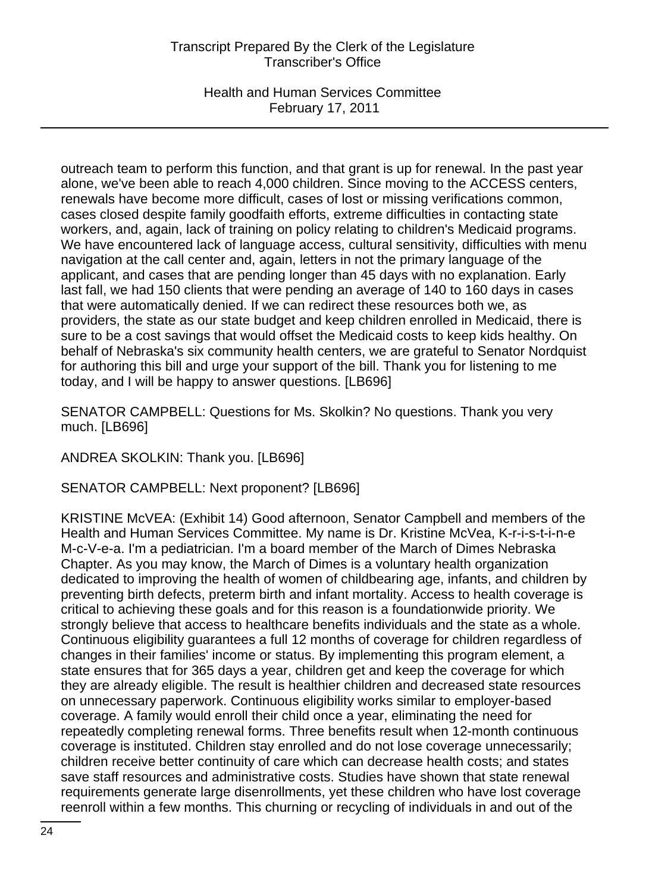outreach team to perform this function, and that grant is up for renewal. In the past year alone, we've been able to reach 4,000 children. Since moving to the ACCESS centers, renewals have become more difficult, cases of lost or missing verifications common, cases closed despite family goodfaith efforts, extreme difficulties in contacting state workers, and, again, lack of training on policy relating to children's Medicaid programs. We have encountered lack of language access, cultural sensitivity, difficulties with menu navigation at the call center and, again, letters in not the primary language of the applicant, and cases that are pending longer than 45 days with no explanation. Early last fall, we had 150 clients that were pending an average of 140 to 160 days in cases that were automatically denied. If we can redirect these resources both we, as providers, the state as our state budget and keep children enrolled in Medicaid, there is sure to be a cost savings that would offset the Medicaid costs to keep kids healthy. On behalf of Nebraska's six community health centers, we are grateful to Senator Nordquist for authoring this bill and urge your support of the bill. Thank you for listening to me today, and I will be happy to answer questions. [LB696]

SENATOR CAMPBELL: Questions for Ms. Skolkin? No questions. Thank you very much. [LB696]

ANDREA SKOLKIN: Thank you. [LB696]

SENATOR CAMPBELL: Next proponent? [LB696]

KRISTINE McVEA: (Exhibit 14) Good afternoon, Senator Campbell and members of the Health and Human Services Committee. My name is Dr. Kristine McVea, K-r-i-s-t-i-n-e M-c-V-e-a. I'm a pediatrician. I'm a board member of the March of Dimes Nebraska Chapter. As you may know, the March of Dimes is a voluntary health organization dedicated to improving the health of women of childbearing age, infants, and children by preventing birth defects, preterm birth and infant mortality. Access to health coverage is critical to achieving these goals and for this reason is a foundationwide priority. We strongly believe that access to healthcare benefits individuals and the state as a whole. Continuous eligibility guarantees a full 12 months of coverage for children regardless of changes in their families' income or status. By implementing this program element, a state ensures that for 365 days a year, children get and keep the coverage for which they are already eligible. The result is healthier children and decreased state resources on unnecessary paperwork. Continuous eligibility works similar to employer-based coverage. A family would enroll their child once a year, eliminating the need for repeatedly completing renewal forms. Three benefits result when 12-month continuous coverage is instituted. Children stay enrolled and do not lose coverage unnecessarily; children receive better continuity of care which can decrease health costs; and states save staff resources and administrative costs. Studies have shown that state renewal requirements generate large disenrollments, yet these children who have lost coverage reenroll within a few months. This churning or recycling of individuals in and out of the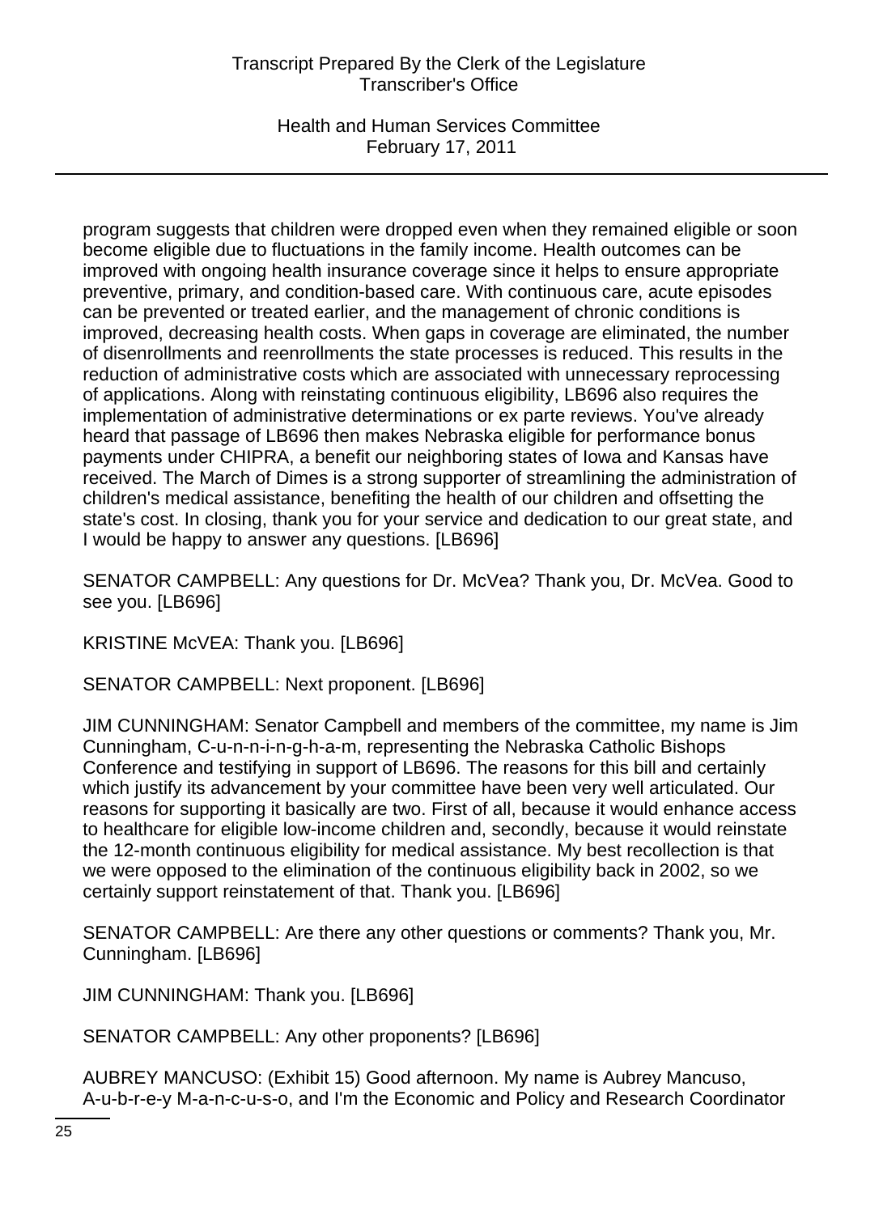program suggests that children were dropped even when they remained eligible or soon become eligible due to fluctuations in the family income. Health outcomes can be improved with ongoing health insurance coverage since it helps to ensure appropriate preventive, primary, and condition-based care. With continuous care, acute episodes can be prevented or treated earlier, and the management of chronic conditions is improved, decreasing health costs. When gaps in coverage are eliminated, the number of disenrollments and reenrollments the state processes is reduced. This results in the reduction of administrative costs which are associated with unnecessary reprocessing of applications. Along with reinstating continuous eligibility, LB696 also requires the implementation of administrative determinations or ex parte reviews. You've already heard that passage of LB696 then makes Nebraska eligible for performance bonus payments under CHIPRA, a benefit our neighboring states of Iowa and Kansas have received. The March of Dimes is a strong supporter of streamlining the administration of children's medical assistance, benefiting the health of our children and offsetting the state's cost. In closing, thank you for your service and dedication to our great state, and I would be happy to answer any questions. [LB696]

SENATOR CAMPBELL: Any questions for Dr. McVea? Thank you, Dr. McVea. Good to see you. [LB696]

KRISTINE McVEA: Thank you. [LB696]

SENATOR CAMPBELL: Next proponent. [LB696]

JIM CUNNINGHAM: Senator Campbell and members of the committee, my name is Jim Cunningham, C-u-n-n-i-n-g-h-a-m, representing the Nebraska Catholic Bishops Conference and testifying in support of LB696. The reasons for this bill and certainly which justify its advancement by your committee have been very well articulated. Our reasons for supporting it basically are two. First of all, because it would enhance access to healthcare for eligible low-income children and, secondly, because it would reinstate the 12-month continuous eligibility for medical assistance. My best recollection is that we were opposed to the elimination of the continuous eligibility back in 2002, so we certainly support reinstatement of that. Thank you. [LB696]

SENATOR CAMPBELL: Are there any other questions or comments? Thank you, Mr. Cunningham. [LB696]

JIM CUNNINGHAM: Thank you. [LB696]

SENATOR CAMPBELL: Any other proponents? [LB696]

AUBREY MANCUSO: (Exhibit 15) Good afternoon. My name is Aubrey Mancuso, A-u-b-r-e-y M-a-n-c-u-s-o, and I'm the Economic and Policy and Research Coordinator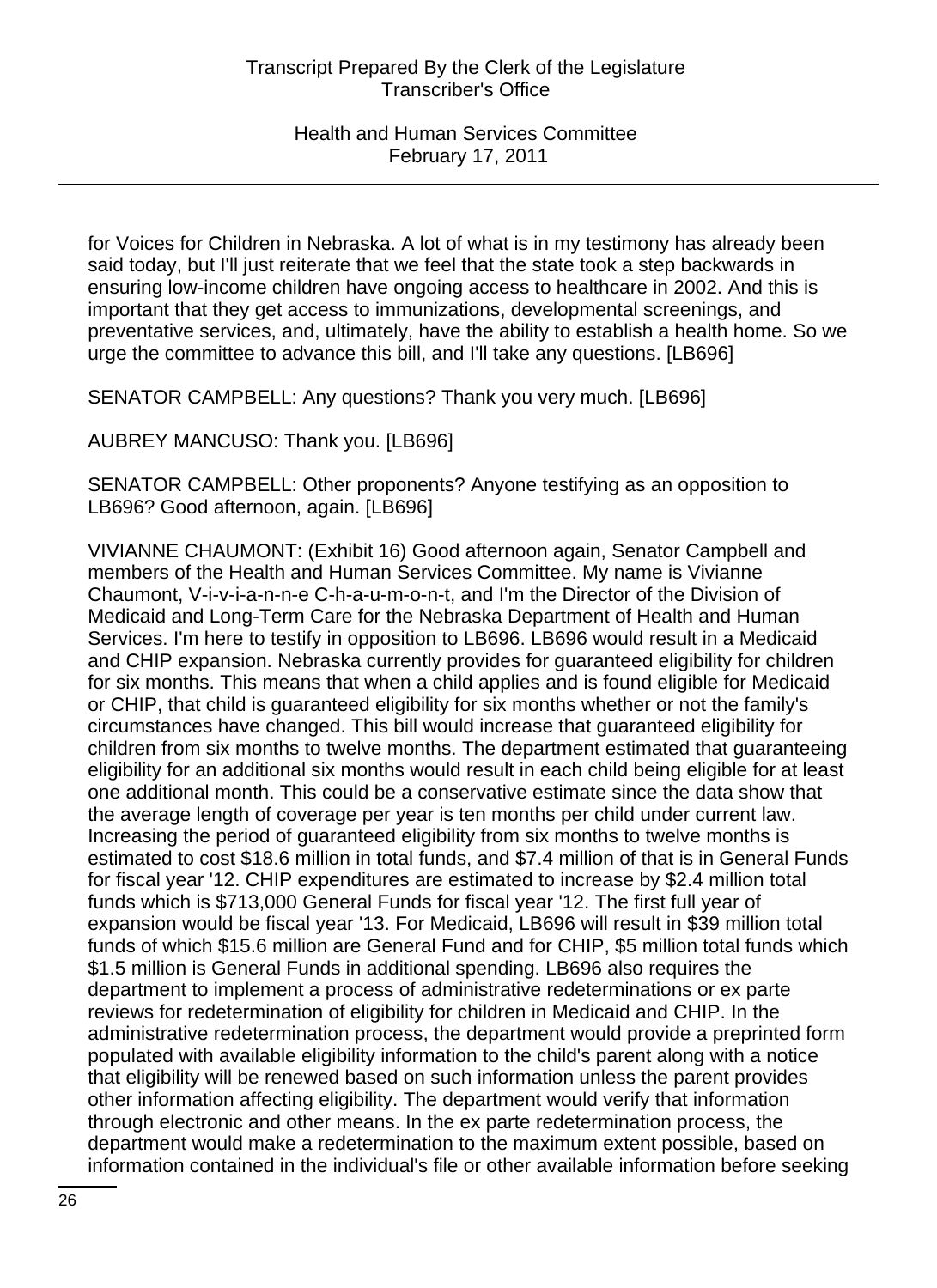for Voices for Children in Nebraska. A lot of what is in my testimony has already been said today, but I'll just reiterate that we feel that the state took a step backwards in ensuring low-income children have ongoing access to healthcare in 2002. And this is important that they get access to immunizations, developmental screenings, and preventative services, and, ultimately, have the ability to establish a health home. So we urge the committee to advance this bill, and I'll take any questions. [LB696]

SENATOR CAMPBELL: Any questions? Thank you very much. [LB696]

AUBREY MANCUSO: Thank you. [LB696]

SENATOR CAMPBELL: Other proponents? Anyone testifying as an opposition to LB696? Good afternoon, again. [LB696]

VIVIANNE CHAUMONT: (Exhibit 16) Good afternoon again, Senator Campbell and members of the Health and Human Services Committee. My name is Vivianne Chaumont, V-i-v-i-a-n-n-e C-h-a-u-m-o-n-t, and I'm the Director of the Division of Medicaid and Long-Term Care for the Nebraska Department of Health and Human Services. I'm here to testify in opposition to LB696. LB696 would result in a Medicaid and CHIP expansion. Nebraska currently provides for guaranteed eligibility for children for six months. This means that when a child applies and is found eligible for Medicaid or CHIP, that child is guaranteed eligibility for six months whether or not the family's circumstances have changed. This bill would increase that guaranteed eligibility for children from six months to twelve months. The department estimated that guaranteeing eligibility for an additional six months would result in each child being eligible for at least one additional month. This could be a conservative estimate since the data show that the average length of coverage per year is ten months per child under current law. Increasing the period of guaranteed eligibility from six months to twelve months is estimated to cost $18.6 million in total funds, and $7.4 million of that is in General Funds for fiscal year '12. CHIP expenditures are estimated to increase by $2.4 million total funds which is $713,000 General Funds for fiscal year '12. The first full year of expansion would be fiscal year '13. For Medicaid, LB696 will result in $39 million total funds of which $15.6 million are General Fund and for CHIP, $5 million total funds which $1.5 million is General Funds in additional spending. LB696 also requires the department to implement a process of administrative redeterminations or ex parte reviews for redetermination of eligibility for children in Medicaid and CHIP. In the administrative redetermination process, the department would provide a preprinted form populated with available eligibility information to the child's parent along with a notice that eligibility will be renewed based on such information unless the parent provides other information affecting eligibility. The department would verify that information through electronic and other means. In the ex parte redetermination process, the department would make a redetermination to the maximum extent possible, based on information contained in the individual's file or other available information before seeking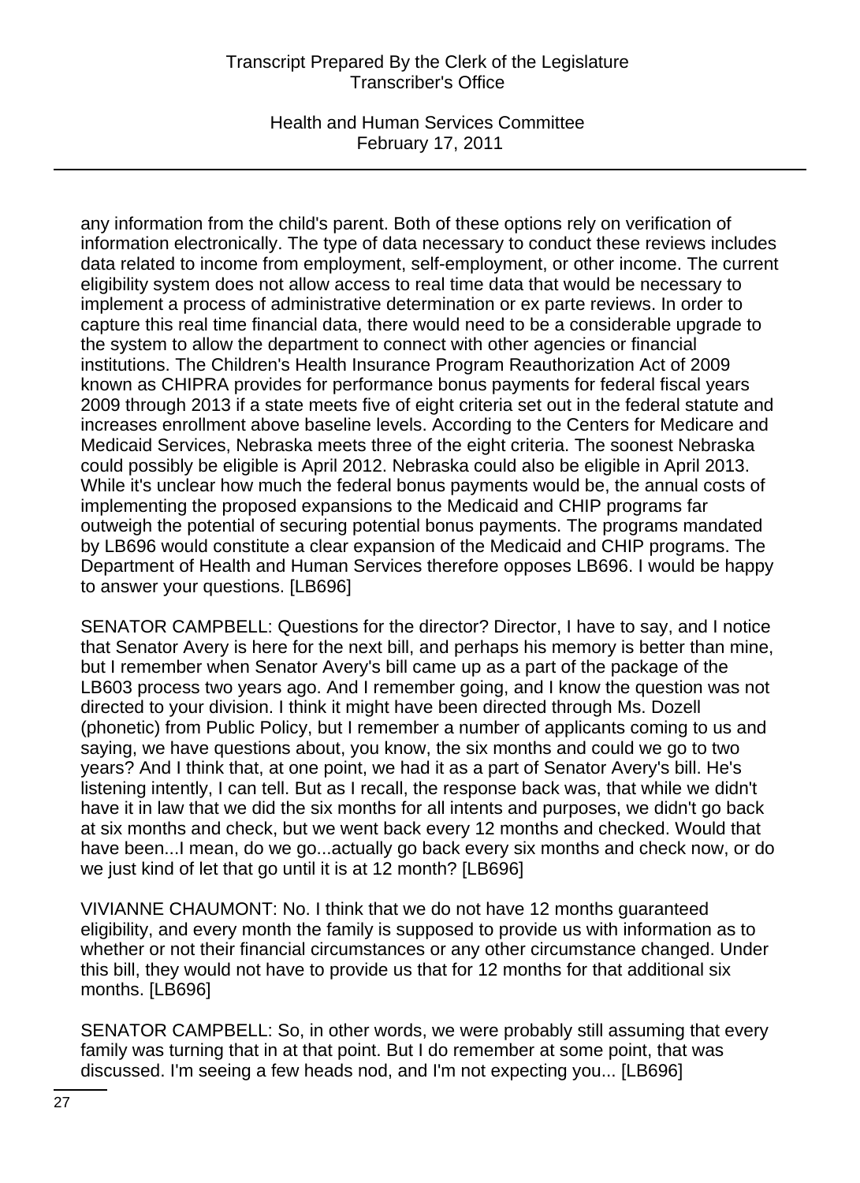any information from the child's parent. Both of these options rely on verification of information electronically. The type of data necessary to conduct these reviews includes data related to income from employment, self-employment, or other income. The current eligibility system does not allow access to real time data that would be necessary to implement a process of administrative determination or ex parte reviews. In order to capture this real time financial data, there would need to be a considerable upgrade to the system to allow the department to connect with other agencies or financial institutions. The Children's Health Insurance Program Reauthorization Act of 2009 known as CHIPRA provides for performance bonus payments for federal fiscal years 2009 through 2013 if a state meets five of eight criteria set out in the federal statute and increases enrollment above baseline levels. According to the Centers for Medicare and Medicaid Services, Nebraska meets three of the eight criteria. The soonest Nebraska could possibly be eligible is April 2012. Nebraska could also be eligible in April 2013. While it's unclear how much the federal bonus payments would be, the annual costs of implementing the proposed expansions to the Medicaid and CHIP programs far outweigh the potential of securing potential bonus payments. The programs mandated by LB696 would constitute a clear expansion of the Medicaid and CHIP programs. The Department of Health and Human Services therefore opposes LB696. I would be happy to answer your questions. [LB696]

SENATOR CAMPBELL: Questions for the director? Director, I have to say, and I notice that Senator Avery is here for the next bill, and perhaps his memory is better than mine, but I remember when Senator Avery's bill came up as a part of the package of the LB603 process two years ago. And I remember going, and I know the question was not directed to your division. I think it might have been directed through Ms. Dozell (phonetic) from Public Policy, but I remember a number of applicants coming to us and saying, we have questions about, you know, the six months and could we go to two years? And I think that, at one point, we had it as a part of Senator Avery's bill. He's listening intently, I can tell. But as I recall, the response back was, that while we didn't have it in law that we did the six months for all intents and purposes, we didn't go back at six months and check, but we went back every 12 months and checked. Would that have been...I mean, do we go...actually go back every six months and check now, or do we just kind of let that go until it is at 12 month? [LB696]

VIVIANNE CHAUMONT: No. I think that we do not have 12 months guaranteed eligibility, and every month the family is supposed to provide us with information as to whether or not their financial circumstances or any other circumstance changed. Under this bill, they would not have to provide us that for 12 months for that additional six months. [LB696]

SENATOR CAMPBELL: So, in other words, we were probably still assuming that every family was turning that in at that point. But I do remember at some point, that was discussed. I'm seeing a few heads nod, and I'm not expecting you... [LB696]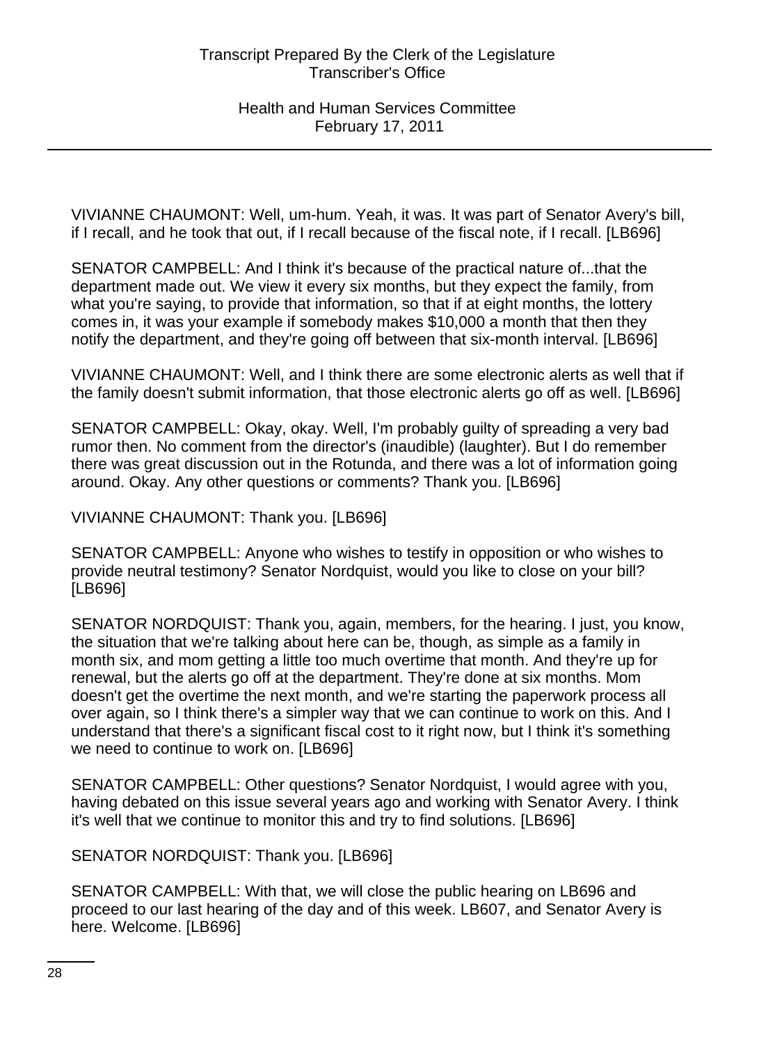VIVIANNE CHAUMONT: Well, um-hum. Yeah, it was. It was part of Senator Avery's bill, if I recall, and he took that out, if I recall because of the fiscal note, if I recall. [LB696]

SENATOR CAMPBELL: And I think it's because of the practical nature of...that the department made out. We view it every six months, but they expect the family, from what you're saying, to provide that information, so that if at eight months, the lottery comes in, it was your example if somebody makes $10,000 a month that then they notify the department, and they're going off between that six-month interval. [LB696]

VIVIANNE CHAUMONT: Well, and I think there are some electronic alerts as well that if the family doesn't submit information, that those electronic alerts go off as well. [LB696]

SENATOR CAMPBELL: Okay, okay. Well, I'm probably guilty of spreading a very bad rumor then. No comment from the director's (inaudible) (laughter). But I do remember there was great discussion out in the Rotunda, and there was a lot of information going around. Okay. Any other questions or comments? Thank you. [LB696]

VIVIANNE CHAUMONT: Thank you. [LB696]

SENATOR CAMPBELL: Anyone who wishes to testify in opposition or who wishes to provide neutral testimony? Senator Nordquist, would you like to close on your bill? [LB696]

SENATOR NORDQUIST: Thank you, again, members, for the hearing. I just, you know, the situation that we're talking about here can be, though, as simple as a family in month six, and mom getting a little too much overtime that month. And they're up for renewal, but the alerts go off at the department. They're done at six months. Mom doesn't get the overtime the next month, and we're starting the paperwork process all over again, so I think there's a simpler way that we can continue to work on this. And I understand that there's a significant fiscal cost to it right now, but I think it's something we need to continue to work on. [LB696]

SENATOR CAMPBELL: Other questions? Senator Nordquist, I would agree with you, having debated on this issue several years ago and working with Senator Avery. I think it's well that we continue to monitor this and try to find solutions. [LB696]

SENATOR NORDQUIST: Thank you. [LB696]

SENATOR CAMPBELL: With that, we will close the public hearing on LB696 and proceed to our last hearing of the day and of this week. LB607, and Senator Avery is here. Welcome. [LB696]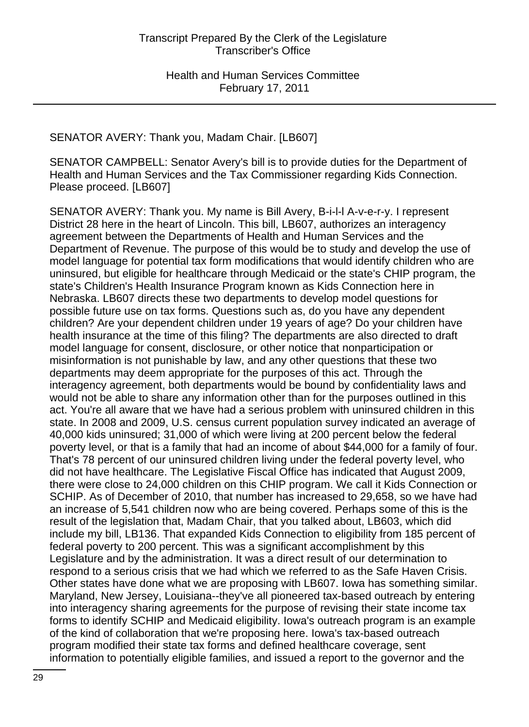SENATOR AVERY: Thank you, Madam Chair. [LB607]

SENATOR CAMPBELL: Senator Avery's bill is to provide duties for the Department of Health and Human Services and the Tax Commissioner regarding Kids Connection. Please proceed. [LB607]

SENATOR AVERY: Thank you. My name is Bill Avery, B-i-l-l A-v-e-r-y. I represent District 28 here in the heart of Lincoln. This bill, LB607, authorizes an interagency agreement between the Departments of Health and Human Services and the Department of Revenue. The purpose of this would be to study and develop the use of model language for potential tax form modifications that would identify children who are uninsured, but eligible for healthcare through Medicaid or the state's CHIP program, the state's Children's Health Insurance Program known as Kids Connection here in Nebraska. LB607 directs these two departments to develop model questions for possible future use on tax forms. Questions such as, do you have any dependent children? Are your dependent children under 19 years of age? Do your children have health insurance at the time of this filing? The departments are also directed to draft model language for consent, disclosure, or other notice that nonparticipation or misinformation is not punishable by law, and any other questions that these two departments may deem appropriate for the purposes of this act. Through the interagency agreement, both departments would be bound by confidentiality laws and would not be able to share any information other than for the purposes outlined in this act. You're all aware that we have had a serious problem with uninsured children in this state. In 2008 and 2009, U.S. census current population survey indicated an average of 40,000 kids uninsured; 31,000 of which were living at 200 percent below the federal poverty level, or that is a family that had an income of about $44,000 for a family of four. That's 78 percent of our uninsured children living under the federal poverty level, who did not have healthcare. The Legislative Fiscal Office has indicated that August 2009, there were close to 24,000 children on this CHIP program. We call it Kids Connection or SCHIP. As of December of 2010, that number has increased to 29,658, so we have had an increase of 5,541 children now who are being covered. Perhaps some of this is the result of the legislation that, Madam Chair, that you talked about, LB603, which did include my bill, LB136. That expanded Kids Connection to eligibility from 185 percent of federal poverty to 200 percent. This was a significant accomplishment by this Legislature and by the administration. It was a direct result of our determination to respond to a serious crisis that we had which we referred to as the Safe Haven Crisis. Other states have done what we are proposing with LB607. Iowa has something similar. Maryland, New Jersey, Louisiana--they've all pioneered tax-based outreach by entering into interagency sharing agreements for the purpose of revising their state income tax forms to identify SCHIP and Medicaid eligibility. Iowa's outreach program is an example of the kind of collaboration that we're proposing here. Iowa's tax-based outreach program modified their state tax forms and defined healthcare coverage, sent information to potentially eligible families, and issued a report to the governor and the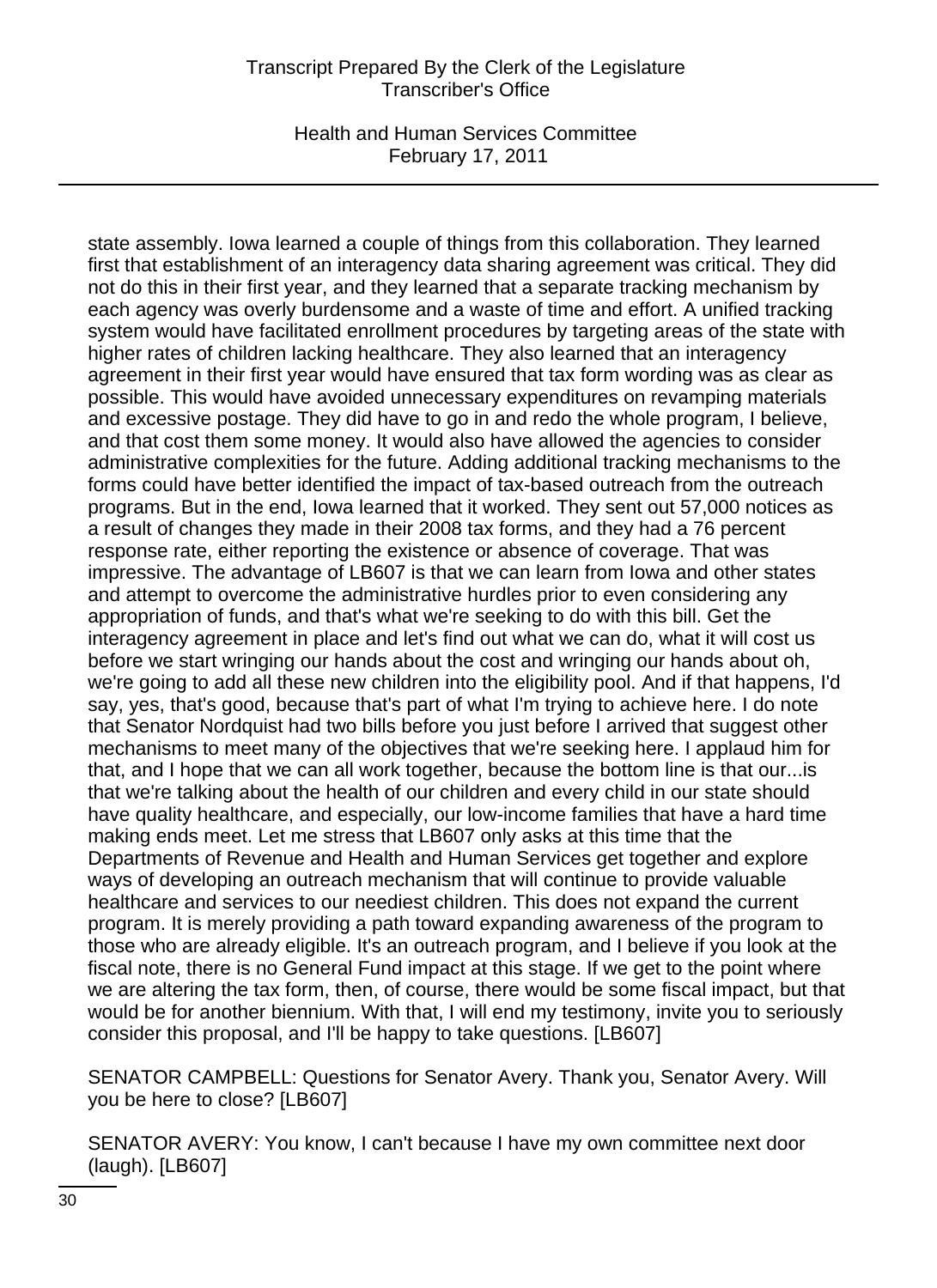state assembly. Iowa learned a couple of things from this collaboration. They learned first that establishment of an interagency data sharing agreement was critical. They did not do this in their first year, and they learned that a separate tracking mechanism by each agency was overly burdensome and a waste of time and effort. A unified tracking system would have facilitated enrollment procedures by targeting areas of the state with higher rates of children lacking healthcare. They also learned that an interagency agreement in their first year would have ensured that tax form wording was as clear as possible. This would have avoided unnecessary expenditures on revamping materials and excessive postage. They did have to go in and redo the whole program, I believe, and that cost them some money. It would also have allowed the agencies to consider administrative complexities for the future. Adding additional tracking mechanisms to the forms could have better identified the impact of tax-based outreach from the outreach programs. But in the end, Iowa learned that it worked. They sent out 57,000 notices as a result of changes they made in their 2008 tax forms, and they had a 76 percent response rate, either reporting the existence or absence of coverage. That was impressive. The advantage of LB607 is that we can learn from Iowa and other states and attempt to overcome the administrative hurdles prior to even considering any appropriation of funds, and that's what we're seeking to do with this bill. Get the interagency agreement in place and let's find out what we can do, what it will cost us before we start wringing our hands about the cost and wringing our hands about oh, we're going to add all these new children into the eligibility pool. And if that happens, I'd say, yes, that's good, because that's part of what I'm trying to achieve here. I do note that Senator Nordquist had two bills before you just before I arrived that suggest other mechanisms to meet many of the objectives that we're seeking here. I applaud him for that, and I hope that we can all work together, because the bottom line is that our...is that we're talking about the health of our children and every child in our state should have quality healthcare, and especially, our low-income families that have a hard time making ends meet. Let me stress that LB607 only asks at this time that the Departments of Revenue and Health and Human Services get together and explore ways of developing an outreach mechanism that will continue to provide valuable healthcare and services to our neediest children. This does not expand the current program. It is merely providing a path toward expanding awareness of the program to those who are already eligible. It's an outreach program, and I believe if you look at the fiscal note, there is no General Fund impact at this stage. If we get to the point where we are altering the tax form, then, of course, there would be some fiscal impact, but that would be for another biennium. With that, I will end my testimony, invite you to seriously consider this proposal, and I'll be happy to take questions. [LB607]

SENATOR CAMPBELL: Questions for Senator Avery. Thank you, Senator Avery. Will you be here to close? [LB607]

SENATOR AVERY: You know, I can't because I have my own committee next door (laugh). [LB607]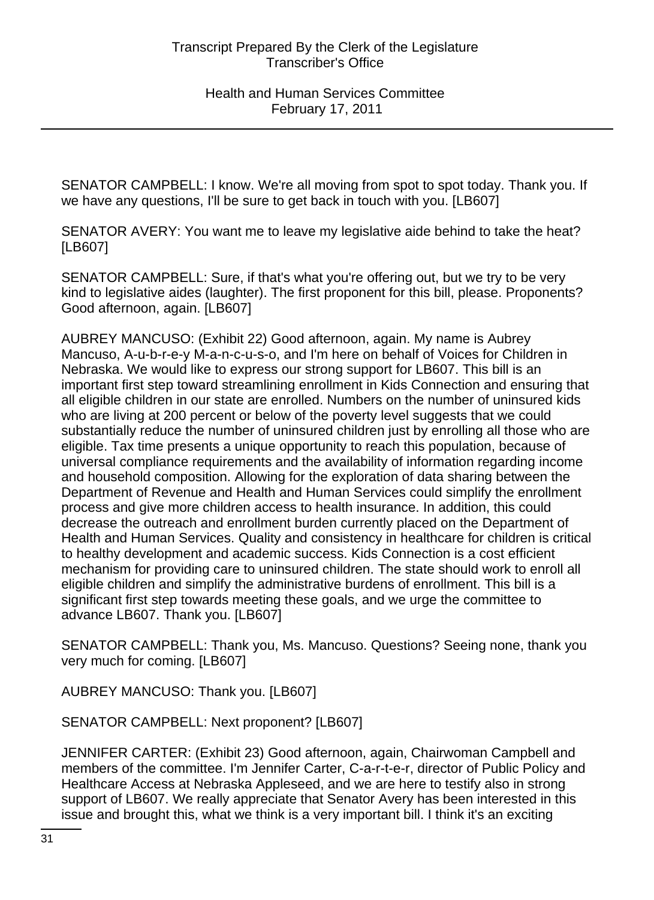SENATOR CAMPBELL: I know. We're all moving from spot to spot today. Thank you. If we have any questions, I'll be sure to get back in touch with you. [LB607]

SENATOR AVERY: You want me to leave my legislative aide behind to take the heat? [LB607]

SENATOR CAMPBELL: Sure, if that's what you're offering out, but we try to be very kind to legislative aides (laughter). The first proponent for this bill, please. Proponents? Good afternoon, again. [LB607]

AUBREY MANCUSO: (Exhibit 22) Good afternoon, again. My name is Aubrey Mancuso, A-u-b-r-e-y M-a-n-c-u-s-o, and I'm here on behalf of Voices for Children in Nebraska. We would like to express our strong support for LB607. This bill is an important first step toward streamlining enrollment in Kids Connection and ensuring that all eligible children in our state are enrolled. Numbers on the number of uninsured kids who are living at 200 percent or below of the poverty level suggests that we could substantially reduce the number of uninsured children just by enrolling all those who are eligible. Tax time presents a unique opportunity to reach this population, because of universal compliance requirements and the availability of information regarding income and household composition. Allowing for the exploration of data sharing between the Department of Revenue and Health and Human Services could simplify the enrollment process and give more children access to health insurance. In addition, this could decrease the outreach and enrollment burden currently placed on the Department of Health and Human Services. Quality and consistency in healthcare for children is critical to healthy development and academic success. Kids Connection is a cost efficient mechanism for providing care to uninsured children. The state should work to enroll all eligible children and simplify the administrative burdens of enrollment. This bill is a significant first step towards meeting these goals, and we urge the committee to advance LB607. Thank you. [LB607]

SENATOR CAMPBELL: Thank you, Ms. Mancuso. Questions? Seeing none, thank you very much for coming. [LB607]

AUBREY MANCUSO: Thank you. [LB607]

SENATOR CAMPBELL: Next proponent? [LB607]

JENNIFER CARTER: (Exhibit 23) Good afternoon, again, Chairwoman Campbell and members of the committee. I'm Jennifer Carter, C-a-r-t-e-r, director of Public Policy and Healthcare Access at Nebraska Appleseed, and we are here to testify also in strong support of LB607. We really appreciate that Senator Avery has been interested in this issue and brought this, what we think is a very important bill. I think it's an exciting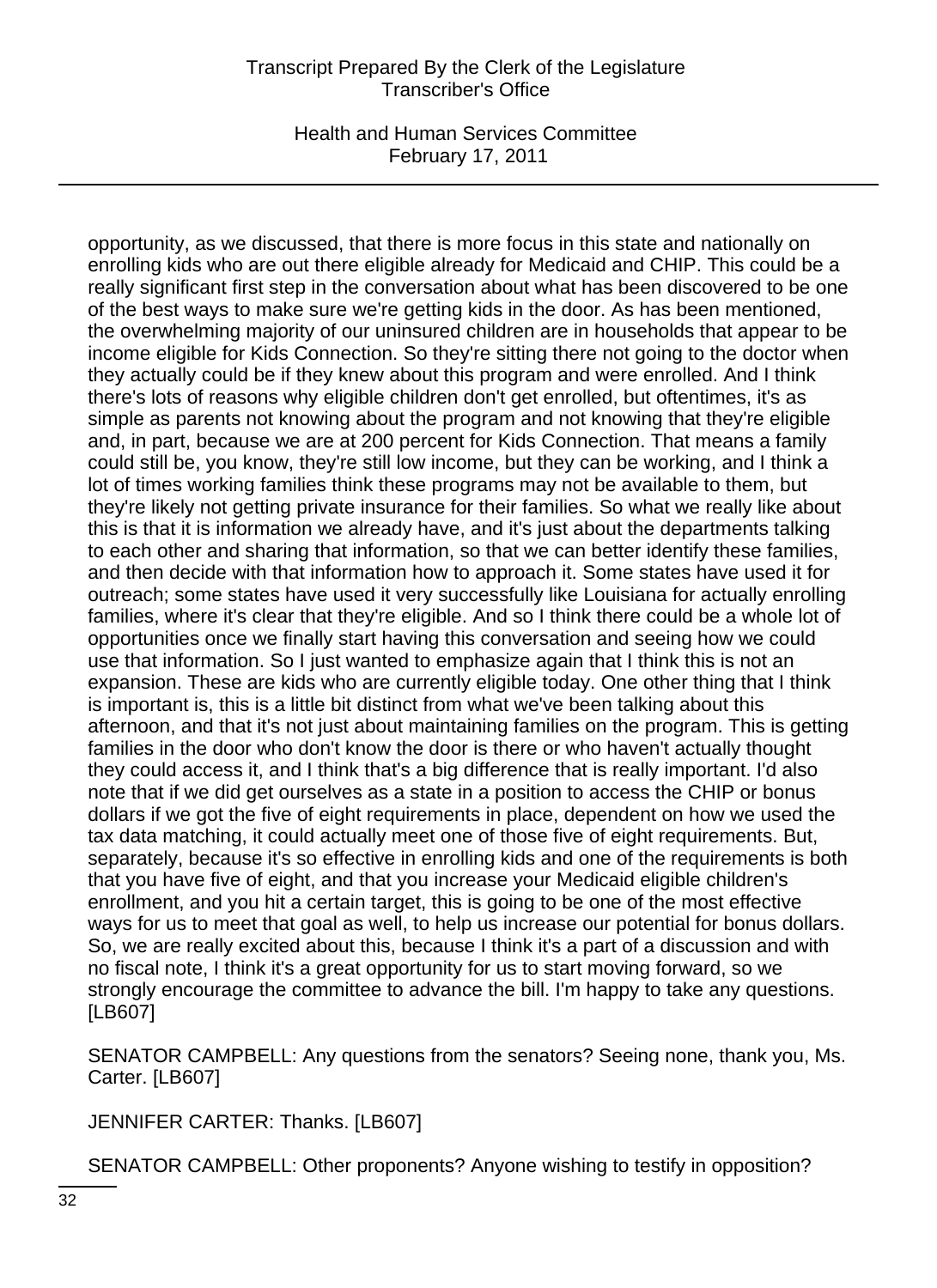opportunity, as we discussed, that there is more focus in this state and nationally on enrolling kids who are out there eligible already for Medicaid and CHIP. This could be a really significant first step in the conversation about what has been discovered to be one of the best ways to make sure we're getting kids in the door. As has been mentioned, the overwhelming majority of our uninsured children are in households that appear to be income eligible for Kids Connection. So they're sitting there not going to the doctor when they actually could be if they knew about this program and were enrolled. And I think there's lots of reasons why eligible children don't get enrolled, but oftentimes, it's as simple as parents not knowing about the program and not knowing that they're eligible and, in part, because we are at 200 percent for Kids Connection. That means a family could still be, you know, they're still low income, but they can be working, and I think a lot of times working families think these programs may not be available to them, but they're likely not getting private insurance for their families. So what we really like about this is that it is information we already have, and it's just about the departments talking to each other and sharing that information, so that we can better identify these families, and then decide with that information how to approach it. Some states have used it for outreach; some states have used it very successfully like Louisiana for actually enrolling families, where it's clear that they're eligible. And so I think there could be a whole lot of opportunities once we finally start having this conversation and seeing how we could use that information. So I just wanted to emphasize again that I think this is not an expansion. These are kids who are currently eligible today. One other thing that I think is important is, this is a little bit distinct from what we've been talking about this afternoon, and that it's not just about maintaining families on the program. This is getting families in the door who don't know the door is there or who haven't actually thought they could access it, and I think that's a big difference that is really important. I'd also note that if we did get ourselves as a state in a position to access the CHIP or bonus dollars if we got the five of eight requirements in place, dependent on how we used the tax data matching, it could actually meet one of those five of eight requirements. But, separately, because it's so effective in enrolling kids and one of the requirements is both that you have five of eight, and that you increase your Medicaid eligible children's enrollment, and you hit a certain target, this is going to be one of the most effective ways for us to meet that goal as well, to help us increase our potential for bonus dollars. So, we are really excited about this, because I think it's a part of a discussion and with no fiscal note, I think it's a great opportunity for us to start moving forward, so we strongly encourage the committee to advance the bill. I'm happy to take any questions. [LB607]

SENATOR CAMPBELL: Any questions from the senators? Seeing none, thank you, Ms. Carter. [LB607]

JENNIFER CARTER: Thanks. [LB607]

SENATOR CAMPBELL: Other proponents? Anyone wishing to testify in opposition?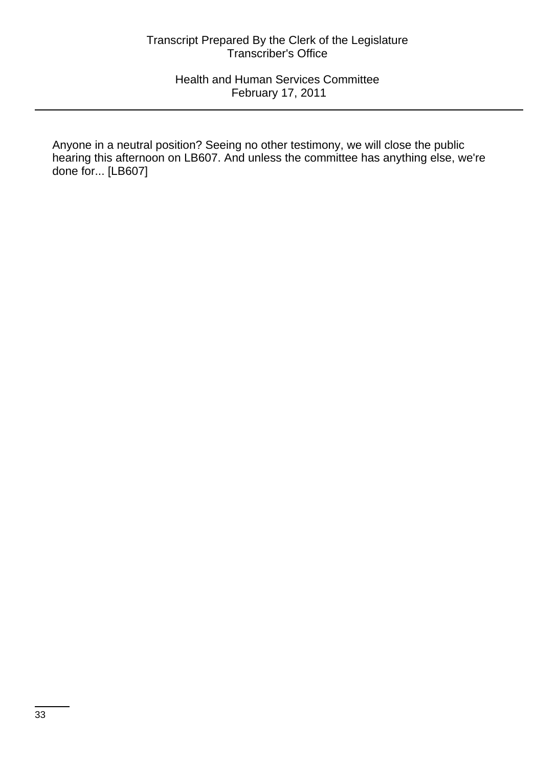Anyone in a neutral position? Seeing no other testimony, we will close the public hearing this afternoon on LB607. And unless the committee has anything else, we're done for... [LB607]